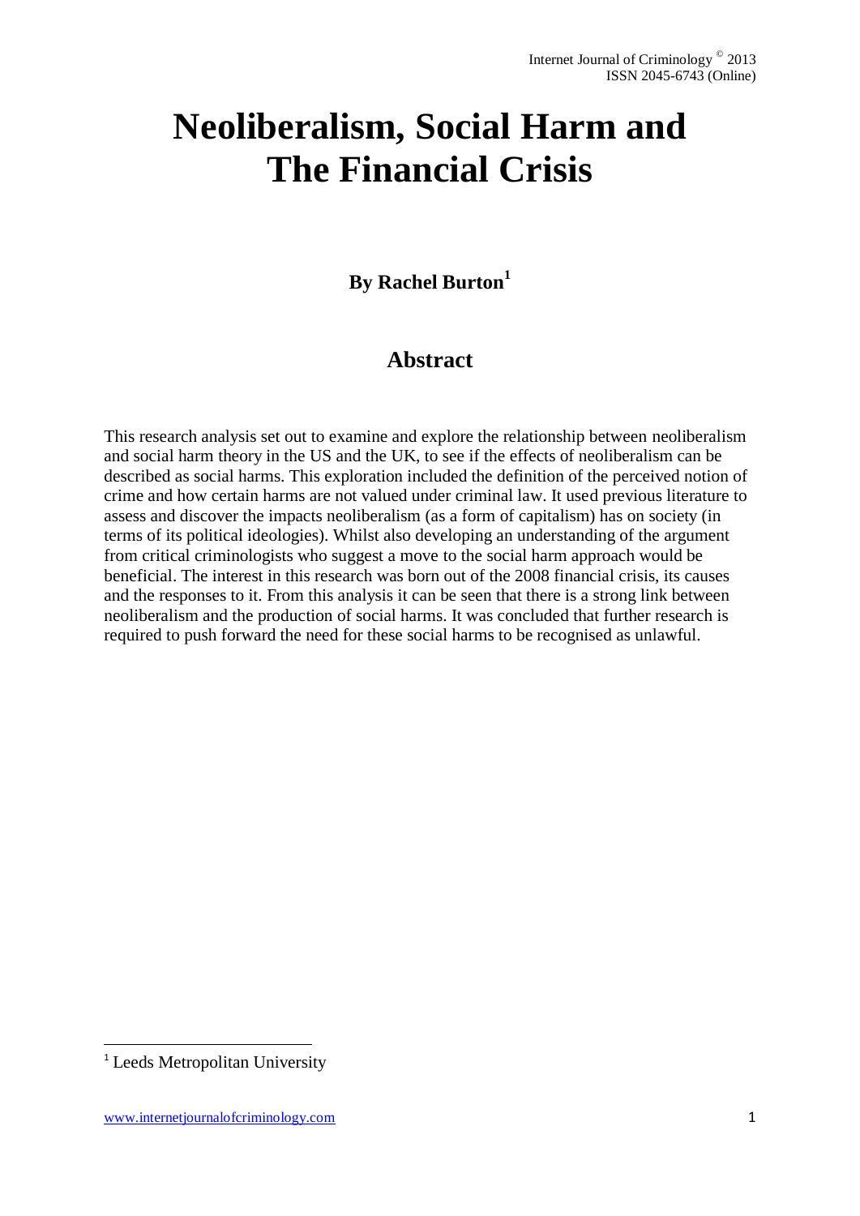# Neoliberalism, Social Harm and The Financial Crisis

**By Rachel Burton[1]**

## Abstract

This research analysis set out to examine and explore the relationship between neoliberalism and social harm theory in the US and the UK, to see if the effects of neoliberalism can be described as social harms. This exploration included the definition of the perceived notion of crime and how certain harms are not valued under criminal law. It used previous literature to assess and discover the impacts neoliberalism (as a form of capitalism) has on society (in terms of its political ideologies). Whilst also developing an understanding of the argument from critical criminologists who suggest a move to the social harm approach would be beneficial. The interest in this research was born out of the 2008 financial crisis, its causes and the responses to it. From this analysis it can be seen that there is a strong link between neoliberalism and the production of social harms. It was concluded that further research is required to push forward the need for these social harms to be recognised as unlawful.

---

[1] Leeds Metropolitan University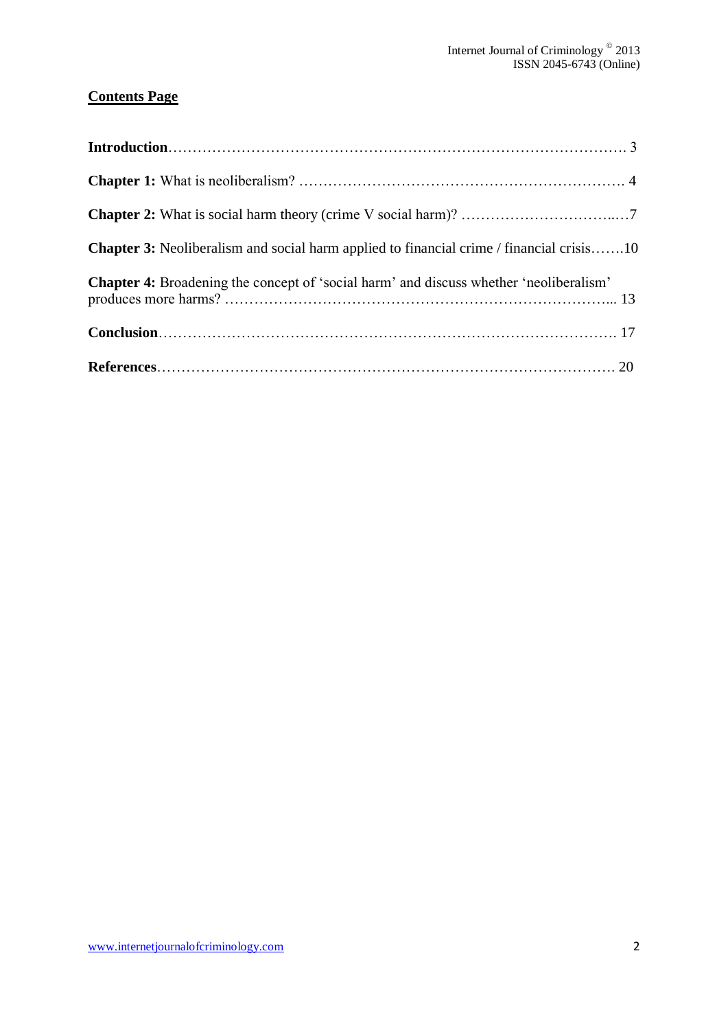## Contents Page

**Introduction**………………………………………………………………………………. 3

**Chapter 1:** What is neoliberalism? …………………………………………………………. 4

**Chapter 2:** What is social harm theory (crime V social harm)? …………………………..…7

**Chapter 3:** Neoliberalism and social harm applied to financial crime / financial crisis…….10

**Chapter 4:** Broadening the concept of 'social harm' and discuss whether 'neoliberalism' produces more harms? ………………………………………………………………... 13

**Conclusion**………………………………………………………………………………. 17

**References**………………………………………………………………………………. 20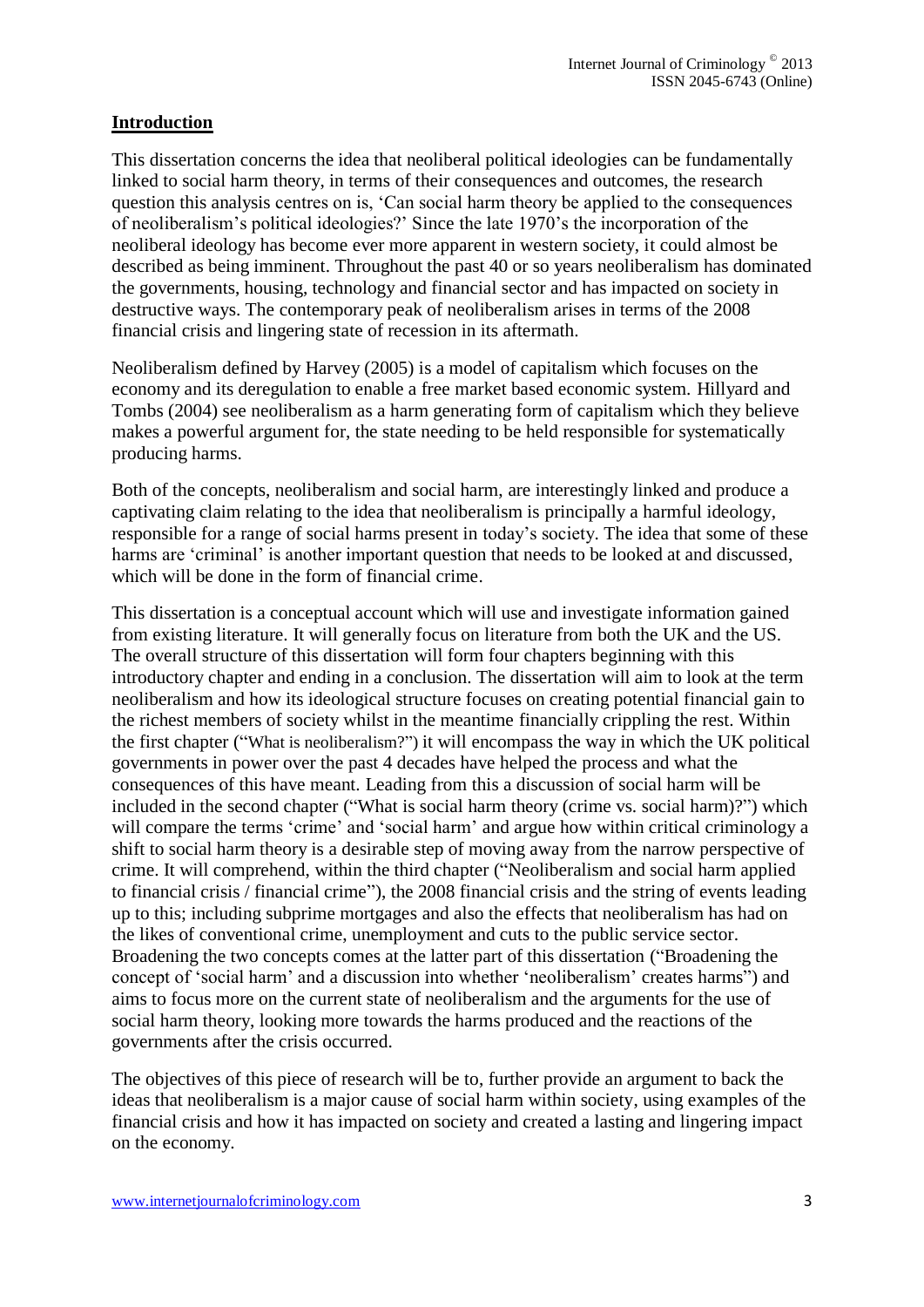## Introduction

This dissertation concerns the idea that neoliberal political ideologies can be fundamentally linked to social harm theory, in terms of their consequences and outcomes, the research question this analysis centres on is, 'Can social harm theory be applied to the consequences of neoliberalism's political ideologies?' Since the late 1970's the incorporation of the neoliberal ideology has become ever more apparent in western society, it could almost be described as being imminent. Throughout the past 40 or so years neoliberalism has dominated the governments, housing, technology and financial sector and has impacted on society in destructive ways. The contemporary peak of neoliberalism arises in terms of the 2008 financial crisis and lingering state of recession in its aftermath.

Neoliberalism defined by Harvey (2005) is a model of capitalism which focuses on the economy and its deregulation to enable a free market based economic system. Hillyard and Tombs (2004) see neoliberalism as a harm generating form of capitalism which they believe makes a powerful argument for, the state needing to be held responsible for systematically producing harms.

Both of the concepts, neoliberalism and social harm, are interestingly linked and produce a captivating claim relating to the idea that neoliberalism is principally a harmful ideology, responsible for a range of social harms present in today's society. The idea that some of these harms are 'criminal' is another important question that needs to be looked at and discussed, which will be done in the form of financial crime.

This dissertation is a conceptual account which will use and investigate information gained from existing literature. It will generally focus on literature from both the UK and the US. The overall structure of this dissertation will form four chapters beginning with this introductory chapter and ending in a conclusion. The dissertation will aim to look at the term neoliberalism and how its ideological structure focuses on creating potential financial gain to the richest members of society whilst in the meantime financially crippling the rest. Within the first chapter ("What is neoliberalism?") it will encompass the way in which the UK political governments in power over the past 4 decades have helped the process and what the consequences of this have meant. Leading from this a discussion of social harm will be included in the second chapter ("What is social harm theory (crime vs. social harm)?") which will compare the terms 'crime' and 'social harm' and argue how within critical criminology a shift to social harm theory is a desirable step of moving away from the narrow perspective of crime. It will comprehend, within the third chapter ("Neoliberalism and social harm applied to financial crisis / financial crime"), the 2008 financial crisis and the string of events leading up to this; including subprime mortgages and also the effects that neoliberalism has had on the likes of conventional crime, unemployment and cuts to the public service sector. Broadening the two concepts comes at the latter part of this dissertation ("Broadening the concept of 'social harm' and a discussion into whether 'neoliberalism' creates harms") and aims to focus more on the current state of neoliberalism and the arguments for the use of social harm theory, looking more towards the harms produced and the reactions of the governments after the crisis occurred.

The objectives of this piece of research will be to, further provide an argument to back the ideas that neoliberalism is a major cause of social harm within society, using examples of the financial crisis and how it has impacted on society and created a lasting and lingering impact on the economy.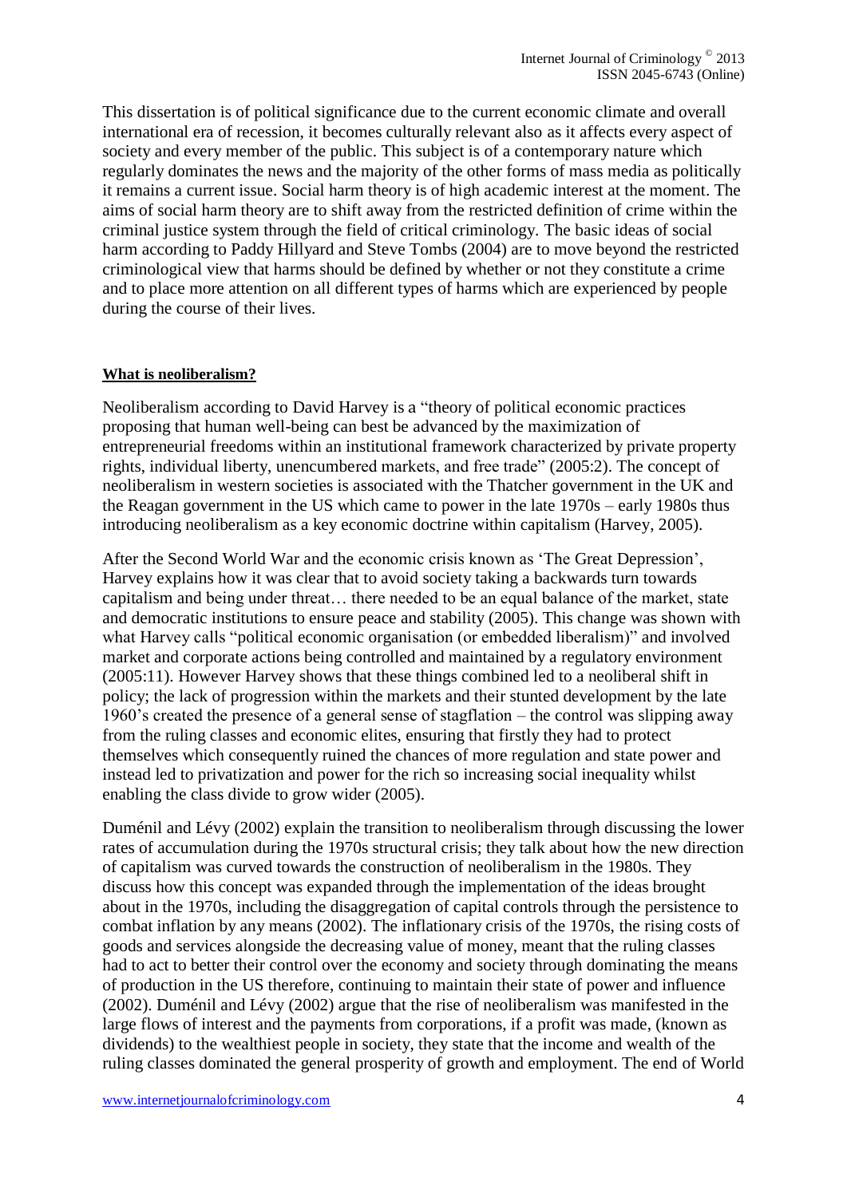This dissertation is of political significance due to the current economic climate and overall international era of recession, it becomes culturally relevant also as it affects every aspect of society and every member of the public. This subject is of a contemporary nature which regularly dominates the news and the majority of the other forms of mass media as politically it remains a current issue. Social harm theory is of high academic interest at the moment. The aims of social harm theory are to shift away from the restricted definition of crime within the criminal justice system through the field of critical criminology. The basic ideas of social harm according to Paddy Hillyard and Steve Tombs (2004) are to move beyond the restricted criminological view that harms should be defined by whether or not they constitute a crime and to place more attention on all different types of harms which are experienced by people during the course of their lives.

**<u>What is neoliberalism?</u>**

Neoliberalism according to David Harvey is a "theory of political economic practices proposing that human well-being can best be advanced by the maximization of entrepreneurial freedoms within an institutional framework characterized by private property rights, individual liberty, unencumbered markets, and free trade" (2005:2). The concept of neoliberalism in western societies is associated with the Thatcher government in the UK and the Reagan government in the US which came to power in the late 1970s – early 1980s thus introducing neoliberalism as a key economic doctrine within capitalism (Harvey, 2005).

After the Second World War and the economic crisis known as 'The Great Depression', Harvey explains how it was clear that to avoid society taking a backwards turn towards capitalism and being under threat… there needed to be an equal balance of the market, state and democratic institutions to ensure peace and stability (2005). This change was shown with what Harvey calls "political economic organisation (or embedded liberalism)" and involved market and corporate actions being controlled and maintained by a regulatory environment (2005:11). However Harvey shows that these things combined led to a neoliberal shift in policy; the lack of progression within the markets and their stunted development by the late 1960's created the presence of a general sense of stagflation – the control was slipping away from the ruling classes and economic elites, ensuring that firstly they had to protect themselves which consequently ruined the chances of more regulation and state power and instead led to privatization and power for the rich so increasing social inequality whilst enabling the class divide to grow wider (2005).

Duménil and Lévy (2002) explain the transition to neoliberalism through discussing the lower rates of accumulation during the 1970s structural crisis; they talk about how the new direction of capitalism was curved towards the construction of neoliberalism in the 1980s. They discuss how this concept was expanded through the implementation of the ideas brought about in the 1970s, including the disaggregation of capital controls through the persistence to combat inflation by any means (2002). The inflationary crisis of the 1970s, the rising costs of goods and services alongside the decreasing value of money, meant that the ruling classes had to act to better their control over the economy and society through dominating the means of production in the US therefore, continuing to maintain their state of power and influence (2002). Duménil and Lévy (2002) argue that the rise of neoliberalism was manifested in the large flows of interest and the payments from corporations, if a profit was made, (known as dividends) to the wealthiest people in society, they state that the income and wealth of the ruling classes dominated the general prosperity of growth and employment. The end of World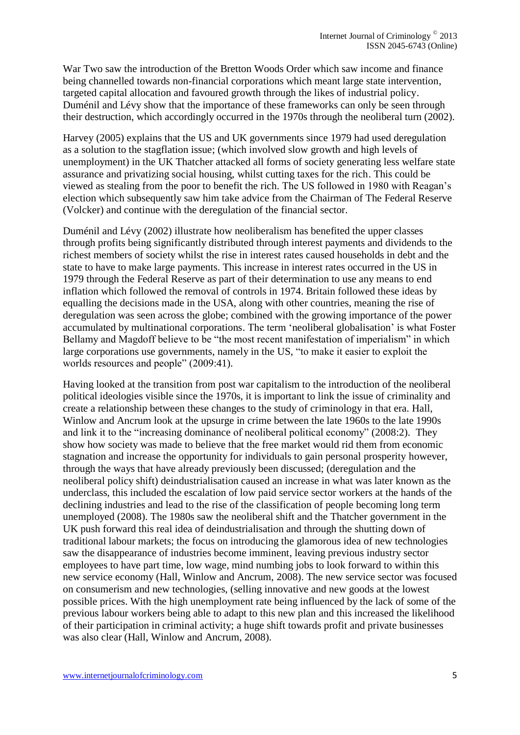War Two saw the introduction of the Bretton Woods Order which saw income and finance being channelled towards non-financial corporations which meant large state intervention, targeted capital allocation and favoured growth through the likes of industrial policy. Duménil and Lévy show that the importance of these frameworks can only be seen through their destruction, which accordingly occurred in the 1970s through the neoliberal turn (2002).

Harvey (2005) explains that the US and UK governments since 1979 had used deregulation as a solution to the stagflation issue; (which involved slow growth and high levels of unemployment) in the UK Thatcher attacked all forms of society generating less welfare state assurance and privatizing social housing, whilst cutting taxes for the rich. This could be viewed as stealing from the poor to benefit the rich. The US followed in 1980 with Reagan's election which subsequently saw him take advice from the Chairman of The Federal Reserve (Volcker) and continue with the deregulation of the financial sector.

Duménil and Lévy (2002) illustrate how neoliberalism has benefited the upper classes through profits being significantly distributed through interest payments and dividends to the richest members of society whilst the rise in interest rates caused households in debt and the state to have to make large payments. This increase in interest rates occurred in the US in 1979 through the Federal Reserve as part of their determination to use any means to end inflation which followed the removal of controls in 1974. Britain followed these ideas by equalling the decisions made in the USA, along with other countries, meaning the rise of deregulation was seen across the globe; combined with the growing importance of the power accumulated by multinational corporations. The term 'neoliberal globalisation' is what Foster Bellamy and Magdoff believe to be "the most recent manifestation of imperialism" in which large corporations use governments, namely in the US, "to make it easier to exploit the worlds resources and people" (2009:41).

Having looked at the transition from post war capitalism to the introduction of the neoliberal political ideologies visible since the 1970s, it is important to link the issue of criminality and create a relationship between these changes to the study of criminology in that era. Hall, Winlow and Ancrum look at the upsurge in crime between the late 1960s to the late 1990s and link it to the "increasing dominance of neoliberal political economy" (2008:2). They show how society was made to believe that the free market would rid them from economic stagnation and increase the opportunity for individuals to gain personal prosperity however, through the ways that have already previously been discussed; (deregulation and the neoliberal policy shift) deindustrialisation caused an increase in what was later known as the underclass, this included the escalation of low paid service sector workers at the hands of the declining industries and lead to the rise of the classification of people becoming long term unemployed (2008). The 1980s saw the neoliberal shift and the Thatcher government in the UK push forward this real idea of deindustrialisation and through the shutting down of traditional labour markets; the focus on introducing the glamorous idea of new technologies saw the disappearance of industries become imminent, leaving previous industry sector employees to have part time, low wage, mind numbing jobs to look forward to within this new service economy (Hall, Winlow and Ancrum, 2008). The new service sector was focused on consumerism and new technologies, (selling innovative and new goods at the lowest possible prices. With the high unemployment rate being influenced by the lack of some of the previous labour workers being able to adapt to this new plan and this increased the likelihood of their participation in criminal activity; a huge shift towards profit and private businesses was also clear (Hall, Winlow and Ancrum, 2008).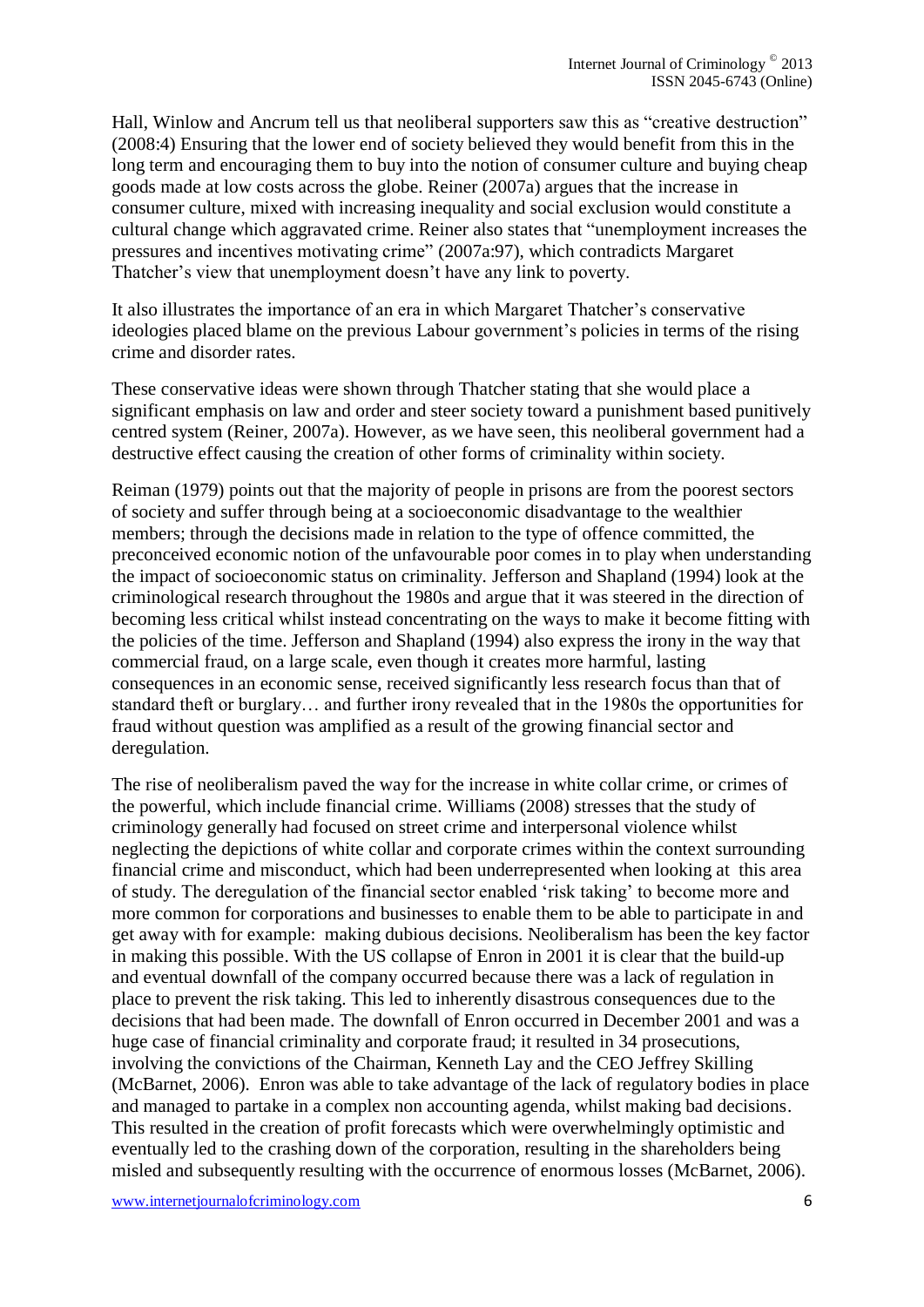Hall, Winlow and Ancrum tell us that neoliberal supporters saw this as "creative destruction" (2008:4) Ensuring that the lower end of society believed they would benefit from this in the long term and encouraging them to buy into the notion of consumer culture and buying cheap goods made at low costs across the globe. Reiner (2007a) argues that the increase in consumer culture, mixed with increasing inequality and social exclusion would constitute a cultural change which aggravated crime. Reiner also states that "unemployment increases the pressures and incentives motivating crime" (2007a:97), which contradicts Margaret Thatcher's view that unemployment doesn't have any link to poverty.

It also illustrates the importance of an era in which Margaret Thatcher's conservative ideologies placed blame on the previous Labour government's policies in terms of the rising crime and disorder rates.

These conservative ideas were shown through Thatcher stating that she would place a significant emphasis on law and order and steer society toward a punishment based punitively centred system (Reiner, 2007a). However, as we have seen, this neoliberal government had a destructive effect causing the creation of other forms of criminality within society.

Reiman (1979) points out that the majority of people in prisons are from the poorest sectors of society and suffer through being at a socioeconomic disadvantage to the wealthier members; through the decisions made in relation to the type of offence committed, the preconceived economic notion of the unfavourable poor comes in to play when understanding the impact of socioeconomic status on criminality. Jefferson and Shapland (1994) look at the criminological research throughout the 1980s and argue that it was steered in the direction of becoming less critical whilst instead concentrating on the ways to make it become fitting with the policies of the time. Jefferson and Shapland (1994) also express the irony in the way that commercial fraud, on a large scale, even though it creates more harmful, lasting consequences in an economic sense, received significantly less research focus than that of standard theft or burglary… and further irony revealed that in the 1980s the opportunities for fraud without question was amplified as a result of the growing financial sector and deregulation.

The rise of neoliberalism paved the way for the increase in white collar crime, or crimes of the powerful, which include financial crime. Williams (2008) stresses that the study of criminology generally had focused on street crime and interpersonal violence whilst neglecting the depictions of white collar and corporate crimes within the context surrounding financial crime and misconduct, which had been underrepresented when looking at this area of study. The deregulation of the financial sector enabled 'risk taking' to become more and more common for corporations and businesses to enable them to be able to participate in and get away with for example: making dubious decisions. Neoliberalism has been the key factor in making this possible. With the US collapse of Enron in 2001 it is clear that the build-up and eventual downfall of the company occurred because there was a lack of regulation in place to prevent the risk taking. This led to inherently disastrous consequences due to the decisions that had been made. The downfall of Enron occurred in December 2001 and was a huge case of financial criminality and corporate fraud; it resulted in 34 prosecutions, involving the convictions of the Chairman, Kenneth Lay and the CEO Jeffrey Skilling (McBarnet, 2006). Enron was able to take advantage of the lack of regulatory bodies in place and managed to partake in a complex non accounting agenda, whilst making bad decisions. This resulted in the creation of profit forecasts which were overwhelmingly optimistic and eventually led to the crashing down of the corporation, resulting in the shareholders being misled and subsequently resulting with the occurrence of enormous losses (McBarnet, 2006).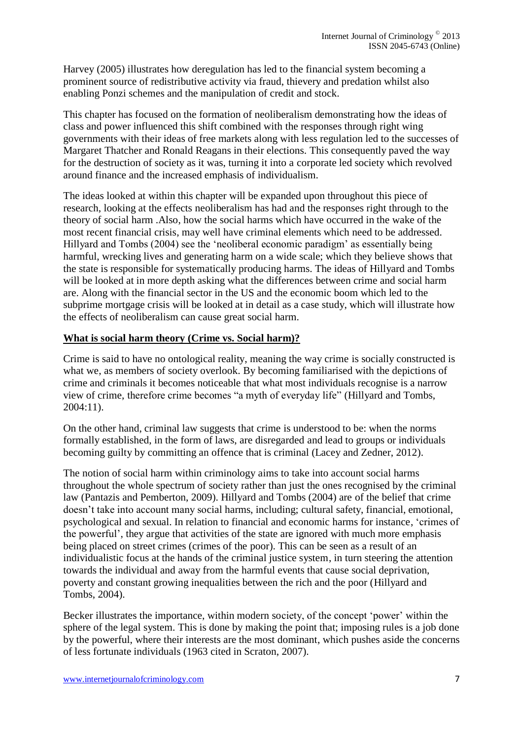Harvey (2005) illustrates how deregulation has led to the financial system becoming a prominent source of redistributive activity via fraud, thievery and predation whilst also enabling Ponzi schemes and the manipulation of credit and stock.

This chapter has focused on the formation of neoliberalism demonstrating how the ideas of class and power influenced this shift combined with the responses through right wing governments with their ideas of free markets along with less regulation led to the successes of Margaret Thatcher and Ronald Reagans in their elections. This consequently paved the way for the destruction of society as it was, turning it into a corporate led society which revolved around finance and the increased emphasis of individualism.

The ideas looked at within this chapter will be expanded upon throughout this piece of research, looking at the effects neoliberalism has had and the responses right through to the theory of social harm .Also, how the social harms which have occurred in the wake of the most recent financial crisis, may well have criminal elements which need to be addressed. Hillyard and Tombs (2004) see the 'neoliberal economic paradigm' as essentially being harmful, wrecking lives and generating harm on a wide scale; which they believe shows that the state is responsible for systematically producing harms. The ideas of Hillyard and Tombs will be looked at in more depth asking what the differences between crime and social harm are. Along with the financial sector in the US and the economic boom which led to the subprime mortgage crisis will be looked at in detail as a case study, which will illustrate how the effects of neoliberalism can cause great social harm.

## What is social harm theory (Crime vs. Social harm)?

Crime is said to have no ontological reality, meaning the way crime is socially constructed is what we, as members of society overlook. By becoming familiarised with the depictions of crime and criminals it becomes noticeable that what most individuals recognise is a narrow view of crime, therefore crime becomes "a myth of everyday life" (Hillyard and Tombs, 2004:11).

On the other hand, criminal law suggests that crime is understood to be: when the norms formally established, in the form of laws, are disregarded and lead to groups or individuals becoming guilty by committing an offence that is criminal (Lacey and Zedner, 2012).

The notion of social harm within criminology aims to take into account social harms throughout the whole spectrum of society rather than just the ones recognised by the criminal law (Pantazis and Pemberton, 2009). Hillyard and Tombs (2004) are of the belief that crime doesn't take into account many social harms, including; cultural safety, financial, emotional, psychological and sexual. In relation to financial and economic harms for instance, 'crimes of the powerful', they argue that activities of the state are ignored with much more emphasis being placed on street crimes (crimes of the poor). This can be seen as a result of an individualistic focus at the hands of the criminal justice system, in turn steering the attention towards the individual and away from the harmful events that cause social deprivation, poverty and constant growing inequalities between the rich and the poor (Hillyard and Tombs, 2004).

Becker illustrates the importance, within modern society, of the concept 'power' within the sphere of the legal system. This is done by making the point that; imposing rules is a job done by the powerful, where their interests are the most dominant, which pushes aside the concerns of less fortunate individuals (1963 cited in Scraton, 2007).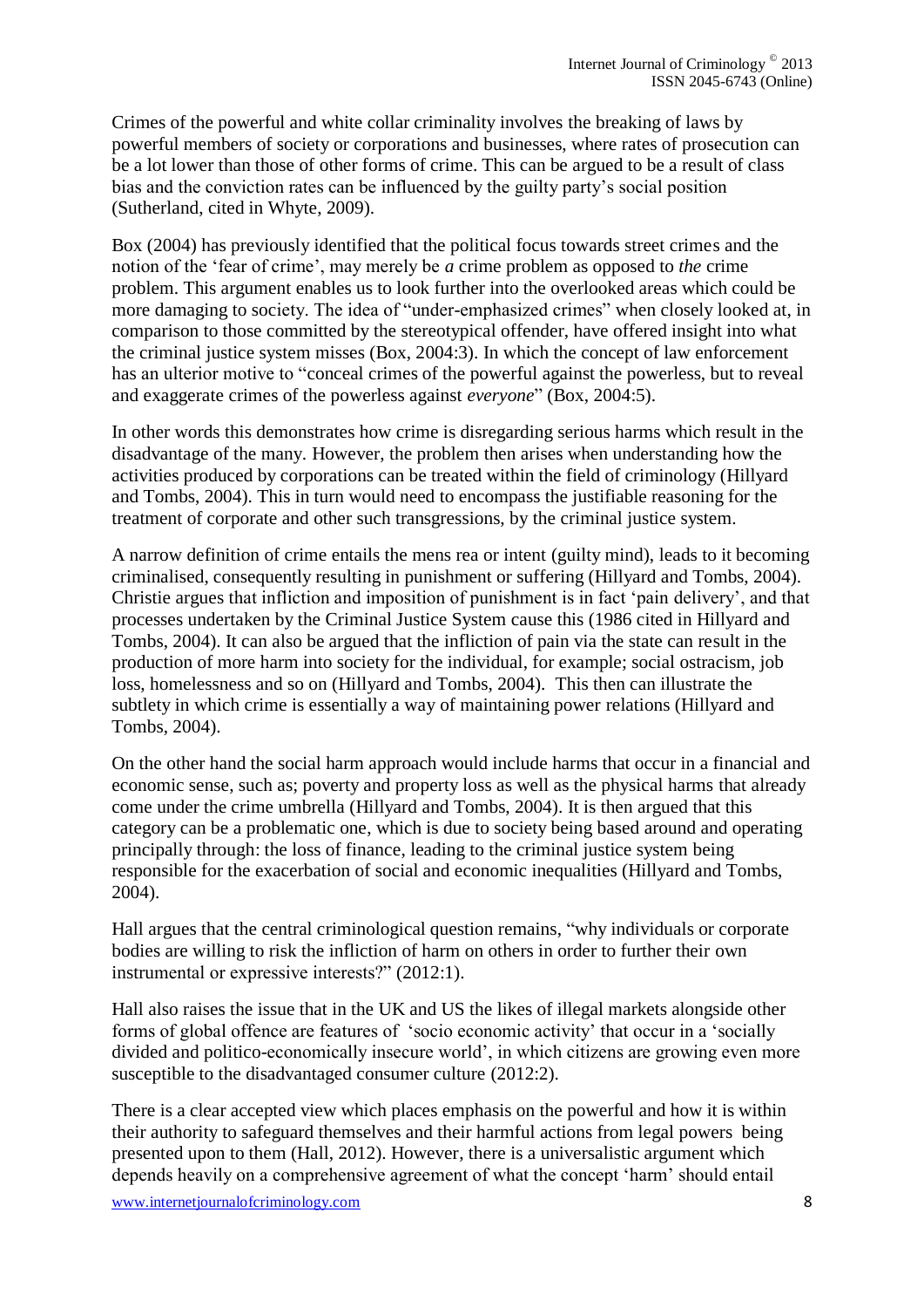Crimes of the powerful and white collar criminality involves the breaking of laws by powerful members of society or corporations and businesses, where rates of prosecution can be a lot lower than those of other forms of crime. This can be argued to be a result of class bias and the conviction rates can be influenced by the guilty party's social position (Sutherland, cited in Whyte, 2009).

Box (2004) has previously identified that the political focus towards street crimes and the notion of the 'fear of crime', may merely be *a* crime problem as opposed to *the* crime problem. This argument enables us to look further into the overlooked areas which could be more damaging to society. The idea of "under-emphasized crimes" when closely looked at, in comparison to those committed by the stereotypical offender, have offered insight into what the criminal justice system misses (Box, 2004:3). In which the concept of law enforcement has an ulterior motive to "conceal crimes of the powerful against the powerless, but to reveal and exaggerate crimes of the powerless against *everyone*" (Box, 2004:5).

In other words this demonstrates how crime is disregarding serious harms which result in the disadvantage of the many. However, the problem then arises when understanding how the activities produced by corporations can be treated within the field of criminology (Hillyard and Tombs, 2004). This in turn would need to encompass the justifiable reasoning for the treatment of corporate and other such transgressions, by the criminal justice system.

A narrow definition of crime entails the mens rea or intent (guilty mind), leads to it becoming criminalised, consequently resulting in punishment or suffering (Hillyard and Tombs, 2004). Christie argues that infliction and imposition of punishment is in fact 'pain delivery', and that processes undertaken by the Criminal Justice System cause this (1986 cited in Hillyard and Tombs, 2004). It can also be argued that the infliction of pain via the state can result in the production of more harm into society for the individual, for example; social ostracism, job loss, homelessness and so on (Hillyard and Tombs, 2004). This then can illustrate the subtlety in which crime is essentially a way of maintaining power relations (Hillyard and Tombs, 2004).

On the other hand the social harm approach would include harms that occur in a financial and economic sense, such as; poverty and property loss as well as the physical harms that already come under the crime umbrella (Hillyard and Tombs, 2004). It is then argued that this category can be a problematic one, which is due to society being based around and operating principally through: the loss of finance, leading to the criminal justice system being responsible for the exacerbation of social and economic inequalities (Hillyard and Tombs, 2004).

Hall argues that the central criminological question remains, "why individuals or corporate bodies are willing to risk the infliction of harm on others in order to further their own instrumental or expressive interests?" (2012:1).

Hall also raises the issue that in the UK and US the likes of illegal markets alongside other forms of global offence are features of 'socio economic activity' that occur in a 'socially divided and politico-economically insecure world', in which citizens are growing even more susceptible to the disadvantaged consumer culture (2012:2).

There is a clear accepted view which places emphasis on the powerful and how it is within their authority to safeguard themselves and their harmful actions from legal powers being presented upon to them (Hall, 2012). However, there is a universalistic argument which depends heavily on a comprehensive agreement of what the concept 'harm' should entail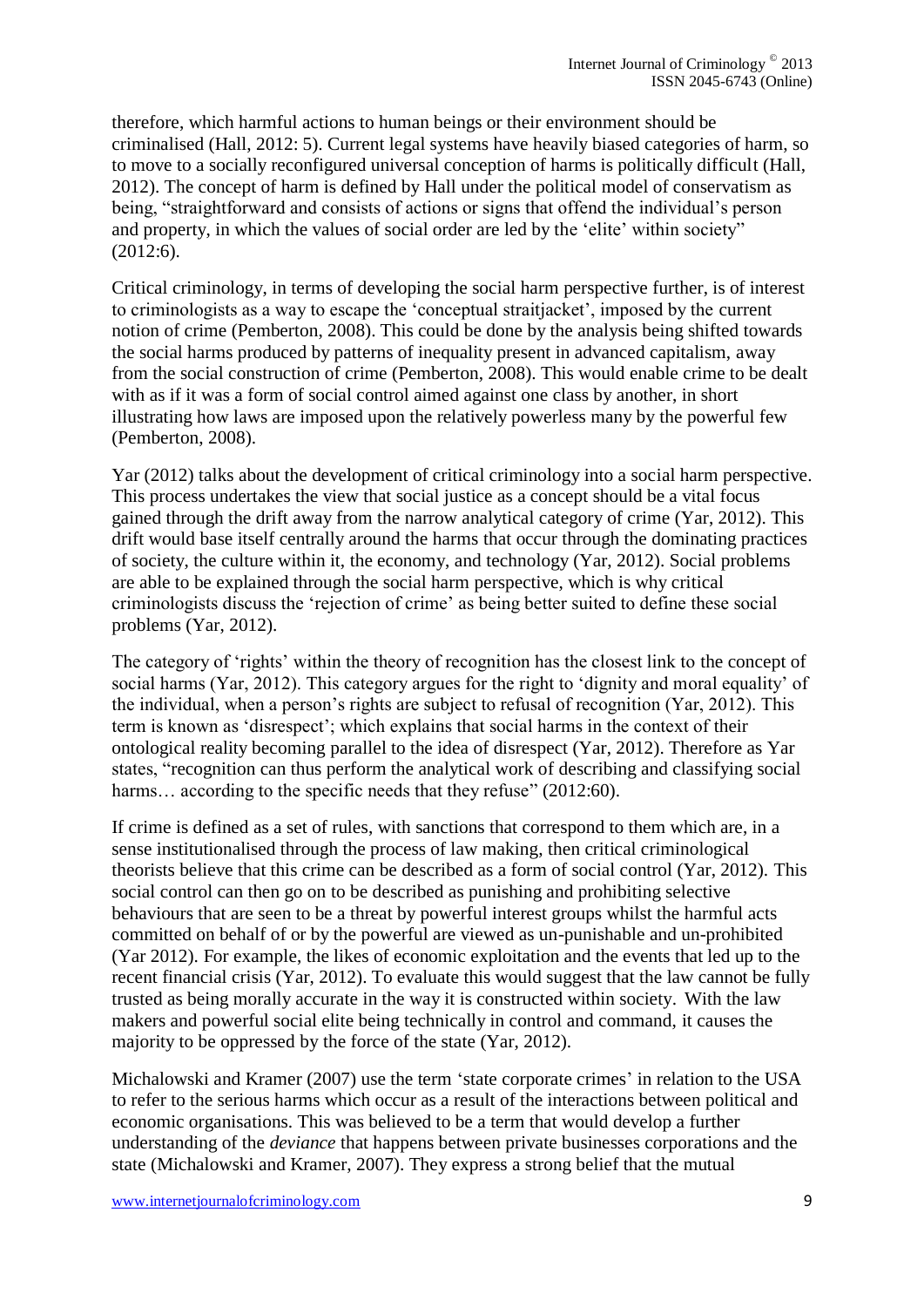therefore, which harmful actions to human beings or their environment should be criminalised (Hall, 2012: 5). Current legal systems have heavily biased categories of harm, so to move to a socially reconfigured universal conception of harms is politically difficult (Hall, 2012). The concept of harm is defined by Hall under the political model of conservatism as being, "straightforward and consists of actions or signs that offend the individual's person and property, in which the values of social order are led by the 'elite' within society" (2012:6).

Critical criminology, in terms of developing the social harm perspective further, is of interest to criminologists as a way to escape the 'conceptual straitjacket', imposed by the current notion of crime (Pemberton, 2008). This could be done by the analysis being shifted towards the social harms produced by patterns of inequality present in advanced capitalism, away from the social construction of crime (Pemberton, 2008). This would enable crime to be dealt with as if it was a form of social control aimed against one class by another, in short illustrating how laws are imposed upon the relatively powerless many by the powerful few (Pemberton, 2008).

Yar (2012) talks about the development of critical criminology into a social harm perspective. This process undertakes the view that social justice as a concept should be a vital focus gained through the drift away from the narrow analytical category of crime (Yar, 2012). This drift would base itself centrally around the harms that occur through the dominating practices of society, the culture within it, the economy, and technology (Yar, 2012). Social problems are able to be explained through the social harm perspective, which is why critical criminologists discuss the 'rejection of crime' as being better suited to define these social problems (Yar, 2012).

The category of 'rights' within the theory of recognition has the closest link to the concept of social harms (Yar, 2012). This category argues for the right to 'dignity and moral equality' of the individual, when a person's rights are subject to refusal of recognition (Yar, 2012). This term is known as 'disrespect'; which explains that social harms in the context of their ontological reality becoming parallel to the idea of disrespect (Yar, 2012). Therefore as Yar states, "recognition can thus perform the analytical work of describing and classifying social harms… according to the specific needs that they refuse" (2012:60).

If crime is defined as a set of rules, with sanctions that correspond to them which are, in a sense institutionalised through the process of law making, then critical criminological theorists believe that this crime can be described as a form of social control (Yar, 2012). This social control can then go on to be described as punishing and prohibiting selective behaviours that are seen to be a threat by powerful interest groups whilst the harmful acts committed on behalf of or by the powerful are viewed as un-punishable and un-prohibited (Yar 2012). For example, the likes of economic exploitation and the events that led up to the recent financial crisis (Yar, 2012). To evaluate this would suggest that the law cannot be fully trusted as being morally accurate in the way it is constructed within society. With the law makers and powerful social elite being technically in control and command, it causes the majority to be oppressed by the force of the state (Yar, 2012).

Michalowski and Kramer (2007) use the term 'state corporate crimes' in relation to the USA to refer to the serious harms which occur as a result of the interactions between political and economic organisations. This was believed to be a term that would develop a further understanding of the *deviance* that happens between private businesses corporations and the state (Michalowski and Kramer, 2007). They express a strong belief that the mutual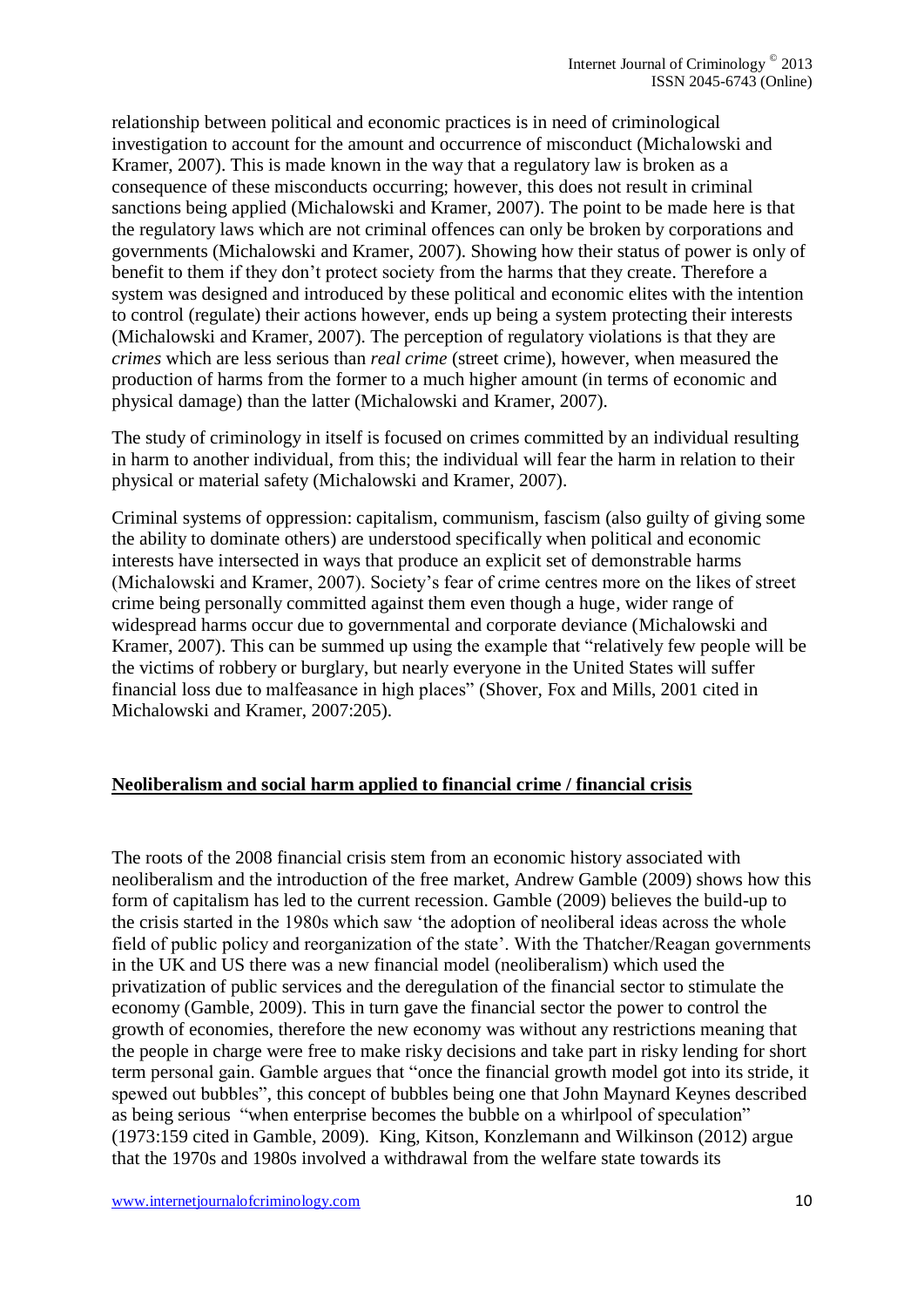relationship between political and economic practices is in need of criminological investigation to account for the amount and occurrence of misconduct (Michalowski and Kramer, 2007). This is made known in the way that a regulatory law is broken as a consequence of these misconducts occurring; however, this does not result in criminal sanctions being applied (Michalowski and Kramer, 2007). The point to be made here is that the regulatory laws which are not criminal offences can only be broken by corporations and governments (Michalowski and Kramer, 2007). Showing how their status of power is only of benefit to them if they don't protect society from the harms that they create. Therefore a system was designed and introduced by these political and economic elites with the intention to control (regulate) their actions however, ends up being a system protecting their interests (Michalowski and Kramer, 2007). The perception of regulatory violations is that they are *crimes* which are less serious than *real crime* (street crime), however, when measured the production of harms from the former to a much higher amount (in terms of economic and physical damage) than the latter (Michalowski and Kramer, 2007).

The study of criminology in itself is focused on crimes committed by an individual resulting in harm to another individual, from this; the individual will fear the harm in relation to their physical or material safety (Michalowski and Kramer, 2007).

Criminal systems of oppression: capitalism, communism, fascism (also guilty of giving some the ability to dominate others) are understood specifically when political and economic interests have intersected in ways that produce an explicit set of demonstrable harms (Michalowski and Kramer, 2007). Society's fear of crime centres more on the likes of street crime being personally committed against them even though a huge, wider range of widespread harms occur due to governmental and corporate deviance (Michalowski and Kramer, 2007). This can be summed up using the example that "relatively few people will be the victims of robbery or burglary, but nearly everyone in the United States will suffer financial loss due to malfeasance in high places" (Shover, Fox and Mills, 2001 cited in Michalowski and Kramer, 2007:205).

## Neoliberalism and social harm applied to financial crime / financial crisis

The roots of the 2008 financial crisis stem from an economic history associated with neoliberalism and the introduction of the free market, Andrew Gamble (2009) shows how this form of capitalism has led to the current recession. Gamble (2009) believes the build-up to the crisis started in the 1980s which saw 'the adoption of neoliberal ideas across the whole field of public policy and reorganization of the state'. With the Thatcher/Reagan governments in the UK and US there was a new financial model (neoliberalism) which used the privatization of public services and the deregulation of the financial sector to stimulate the economy (Gamble, 2009). This in turn gave the financial sector the power to control the growth of economies, therefore the new economy was without any restrictions meaning that the people in charge were free to make risky decisions and take part in risky lending for short term personal gain. Gamble argues that "once the financial growth model got into its stride, it spewed out bubbles", this concept of bubbles being one that John Maynard Keynes described as being serious "when enterprise becomes the bubble on a whirlpool of speculation" (1973:159 cited in Gamble, 2009). King, Kitson, Konzlemann and Wilkinson (2012) argue that the 1970s and 1980s involved a withdrawal from the welfare state towards its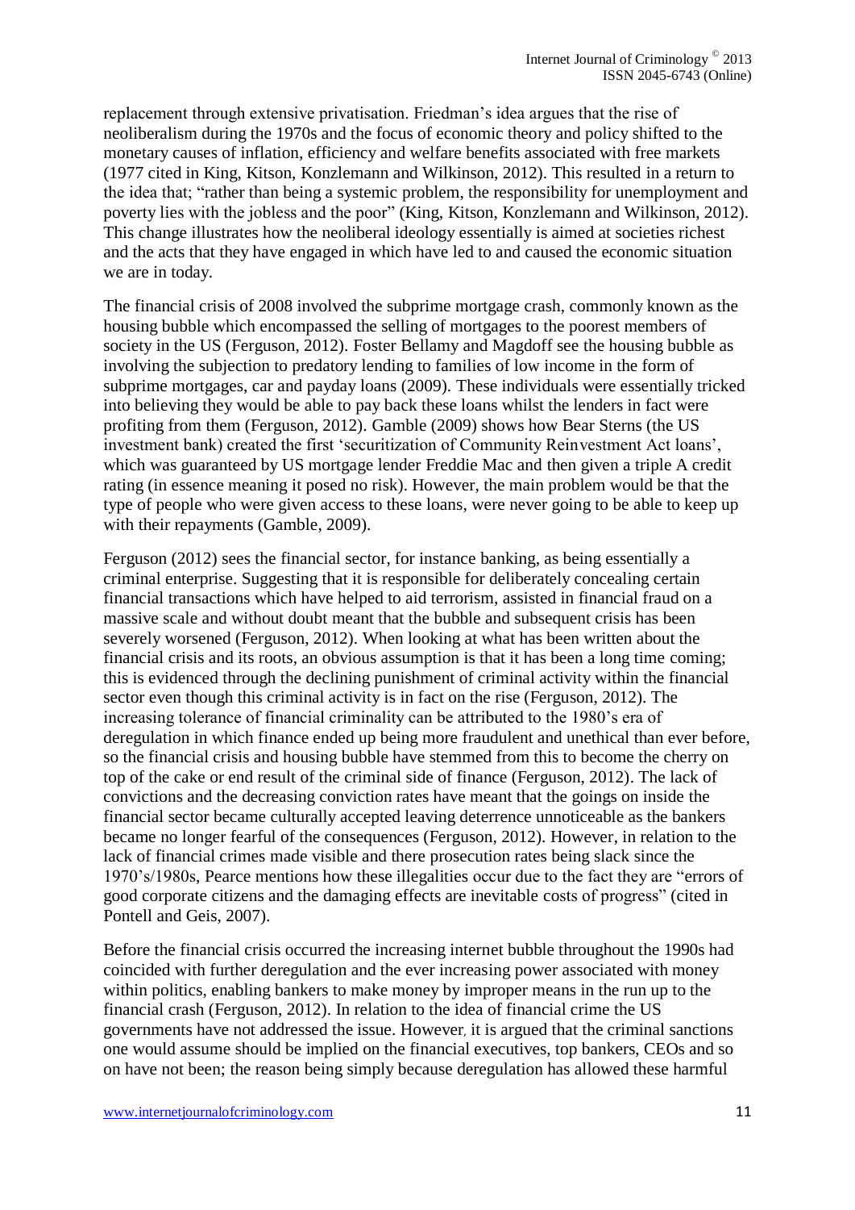replacement through extensive privatisation. Friedman's idea argues that the rise of neoliberalism during the 1970s and the focus of economic theory and policy shifted to the monetary causes of inflation, efficiency and welfare benefits associated with free markets (1977 cited in King, Kitson, Konzlemann and Wilkinson, 2012). This resulted in a return to the idea that; "rather than being a systemic problem, the responsibility for unemployment and poverty lies with the jobless and the poor" (King, Kitson, Konzlemann and Wilkinson, 2012). This change illustrates how the neoliberal ideology essentially is aimed at societies richest and the acts that they have engaged in which have led to and caused the economic situation we are in today.

The financial crisis of 2008 involved the subprime mortgage crash, commonly known as the housing bubble which encompassed the selling of mortgages to the poorest members of society in the US (Ferguson, 2012). Foster Bellamy and Magdoff see the housing bubble as involving the subjection to predatory lending to families of low income in the form of subprime mortgages, car and payday loans (2009). These individuals were essentially tricked into believing they would be able to pay back these loans whilst the lenders in fact were profiting from them (Ferguson, 2012). Gamble (2009) shows how Bear Sterns (the US investment bank) created the first 'securitization of Community Reinvestment Act loans', which was guaranteed by US mortgage lender Freddie Mac and then given a triple A credit rating (in essence meaning it posed no risk). However, the main problem would be that the type of people who were given access to these loans, were never going to be able to keep up with their repayments (Gamble, 2009).

Ferguson (2012) sees the financial sector, for instance banking, as being essentially a criminal enterprise. Suggesting that it is responsible for deliberately concealing certain financial transactions which have helped to aid terrorism, assisted in financial fraud on a massive scale and without doubt meant that the bubble and subsequent crisis has been severely worsened (Ferguson, 2012). When looking at what has been written about the financial crisis and its roots, an obvious assumption is that it has been a long time coming; this is evidenced through the declining punishment of criminal activity within the financial sector even though this criminal activity is in fact on the rise (Ferguson, 2012). The increasing tolerance of financial criminality can be attributed to the 1980's era of deregulation in which finance ended up being more fraudulent and unethical than ever before, so the financial crisis and housing bubble have stemmed from this to become the cherry on top of the cake or end result of the criminal side of finance (Ferguson, 2012). The lack of convictions and the decreasing conviction rates have meant that the goings on inside the financial sector became culturally accepted leaving deterrence unnoticeable as the bankers became no longer fearful of the consequences (Ferguson, 2012). However, in relation to the lack of financial crimes made visible and there prosecution rates being slack since the 1970's/1980s, Pearce mentions how these illegalities occur due to the fact they are "errors of good corporate citizens and the damaging effects are inevitable costs of progress" (cited in Pontell and Geis, 2007).

Before the financial crisis occurred the increasing internet bubble throughout the 1990s had coincided with further deregulation and the ever increasing power associated with money within politics, enabling bankers to make money by improper means in the run up to the financial crash (Ferguson, 2012). In relation to the idea of financial crime the US governments have not addressed the issue. However, it is argued that the criminal sanctions one would assume should be implied on the financial executives, top bankers, CEOs and so on have not been; the reason being simply because deregulation has allowed these harmful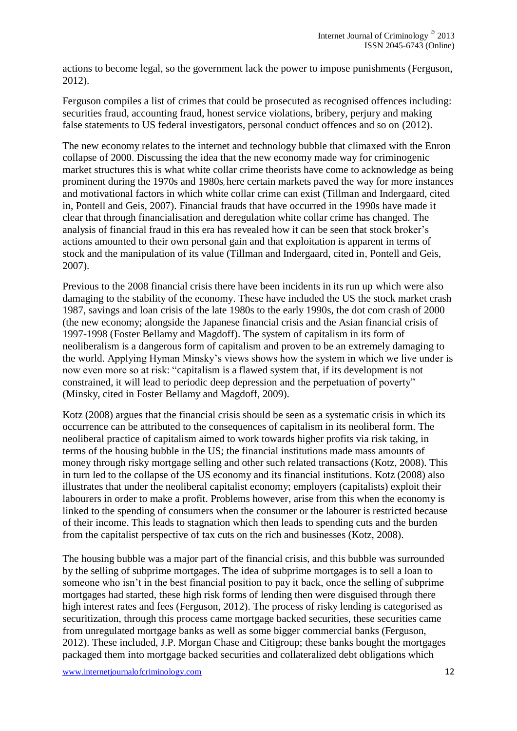actions to become legal, so the government lack the power to impose punishments (Ferguson, 2012).

Ferguson compiles a list of crimes that could be prosecuted as recognised offences including: securities fraud, accounting fraud, honest service violations, bribery, perjury and making false statements to US federal investigators, personal conduct offences and so on (2012).

The new economy relates to the internet and technology bubble that climaxed with the Enron collapse of 2000. Discussing the idea that the new economy made way for criminogenic market structures this is what white collar crime theorists have come to acknowledge as being prominent during the 1970s and 1980s, here certain markets paved the way for more instances and motivational factors in which white collar crime can exist (Tillman and Indergaard, cited in, Pontell and Geis, 2007). Financial frauds that have occurred in the 1990s have made it clear that through financialisation and deregulation white collar crime has changed. The analysis of financial fraud in this era has revealed how it can be seen that stock broker's actions amounted to their own personal gain and that exploitation is apparent in terms of stock and the manipulation of its value (Tillman and Indergaard, cited in, Pontell and Geis, 2007).

Previous to the 2008 financial crisis there have been incidents in its run up which were also damaging to the stability of the economy. These have included the US the stock market crash 1987, savings and loan crisis of the late 1980s to the early 1990s, the dot com crash of 2000 (the new economy; alongside the Japanese financial crisis and the Asian financial crisis of 1997-1998 (Foster Bellamy and Magdoff). The system of capitalism in its form of neoliberalism is a dangerous form of capitalism and proven to be an extremely damaging to the world. Applying Hyman Minsky's views shows how the system in which we live under is now even more so at risk: "capitalism is a flawed system that, if its development is not constrained, it will lead to periodic deep depression and the perpetuation of poverty" (Minsky, cited in Foster Bellamy and Magdoff, 2009).

Kotz (2008) argues that the financial crisis should be seen as a systematic crisis in which its occurrence can be attributed to the consequences of capitalism in its neoliberal form. The neoliberal practice of capitalism aimed to work towards higher profits via risk taking, in terms of the housing bubble in the US; the financial institutions made mass amounts of money through risky mortgage selling and other such related transactions (Kotz, 2008). This in turn led to the collapse of the US economy and its financial institutions. Kotz (2008) also illustrates that under the neoliberal capitalist economy; employers (capitalists) exploit their labourers in order to make a profit. Problems however, arise from this when the economy is linked to the spending of consumers when the consumer or the labourer is restricted because of their income. This leads to stagnation which then leads to spending cuts and the burden from the capitalist perspective of tax cuts on the rich and businesses (Kotz, 2008).

The housing bubble was a major part of the financial crisis, and this bubble was surrounded by the selling of subprime mortgages. The idea of subprime mortgages is to sell a loan to someone who isn't in the best financial position to pay it back, once the selling of subprime mortgages had started, these high risk forms of lending then were disguised through there high interest rates and fees (Ferguson, 2012). The process of risky lending is categorised as securitization, through this process came mortgage backed securities, these securities came from unregulated mortgage banks as well as some bigger commercial banks (Ferguson, 2012). These included, J.P. Morgan Chase and Citigroup; these banks bought the mortgages packaged them into mortgage backed securities and collateralized debt obligations which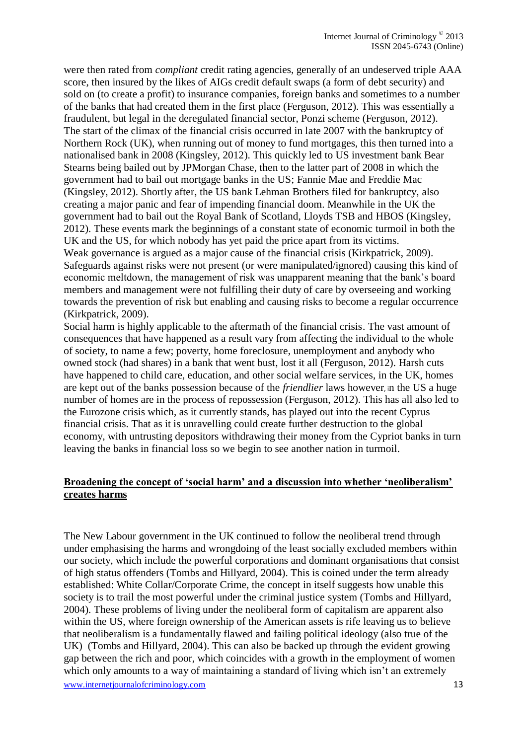were then rated from *compliant* credit rating agencies, generally of an undeserved triple AAA score, then insured by the likes of AIGs credit default swaps (a form of debt security) and sold on (to create a profit) to insurance companies, foreign banks and sometimes to a number of the banks that had created them in the first place (Ferguson, 2012). This was essentially a fraudulent, but legal in the deregulated financial sector, Ponzi scheme (Ferguson, 2012). The start of the climax of the financial crisis occurred in late 2007 with the bankruptcy of Northern Rock (UK), when running out of money to fund mortgages, this then turned into a nationalised bank in 2008 (Kingsley, 2012). This quickly led to US investment bank Bear Stearns being bailed out by JPMorgan Chase, then to the latter part of 2008 in which the government had to bail out mortgage banks in the US; Fannie Mae and Freddie Mac (Kingsley, 2012). Shortly after, the US bank Lehman Brothers filed for bankruptcy, also creating a major panic and fear of impending financial doom. Meanwhile in the UK the government had to bail out the Royal Bank of Scotland, Lloyds TSB and HBOS (Kingsley, 2012). These events mark the beginnings of a constant state of economic turmoil in both the UK and the US, for which nobody has yet paid the price apart from its victims.

Weak governance is argued as a major cause of the financial crisis (Kirkpatrick, 2009). Safeguards against risks were not present (or were manipulated/ignored) causing this kind of economic meltdown, the management of risk was unapparent meaning that the bank's board members and management were not fulfilling their duty of care by overseeing and working towards the prevention of risk but enabling and causing risks to become a regular occurrence (Kirkpatrick, 2009).

Social harm is highly applicable to the aftermath of the financial crisis. The vast amount of consequences that have happened as a result vary from affecting the individual to the whole of society, to name a few; poverty, home foreclosure, unemployment and anybody who owned stock (had shares) in a bank that went bust, lost it all (Ferguson, 2012). Harsh cuts have happened to child care, education, and other social welfare services, in the UK, homes are kept out of the banks possession because of the *friendlier* laws however, in the US a huge number of homes are in the process of repossession (Ferguson, 2012). This has all also led to the Eurozone crisis which, as it currently stands, has played out into the recent Cyprus financial crisis. That as it is unravelling could create further destruction to the global economy, with untrusting depositors withdrawing their money from the Cypriot banks in turn leaving the banks in financial loss so we begin to see another nation in turmoil.

## Broadening the concept of 'social harm' and a discussion into whether 'neoliberalism' creates harms

The New Labour government in the UK continued to follow the neoliberal trend through under emphasising the harms and wrongdoing of the least socially excluded members within our society, which include the powerful corporations and dominant organisations that consist of high status offenders (Tombs and Hillyard, 2004). This is coined under the term already established: White Collar/Corporate Crime, the concept in itself suggests how unable this society is to trail the most powerful under the criminal justice system (Tombs and Hillyard, 2004). These problems of living under the neoliberal form of capitalism are apparent also within the US, where foreign ownership of the American assets is rife leaving us to believe that neoliberalism is a fundamentally flawed and failing political ideology (also true of the UK) (Tombs and Hillyard, 2004). This can also be backed up through the evident growing gap between the rich and poor, which coincides with a growth in the employment of women which only amounts to a way of maintaining a standard of living which isn't an extremely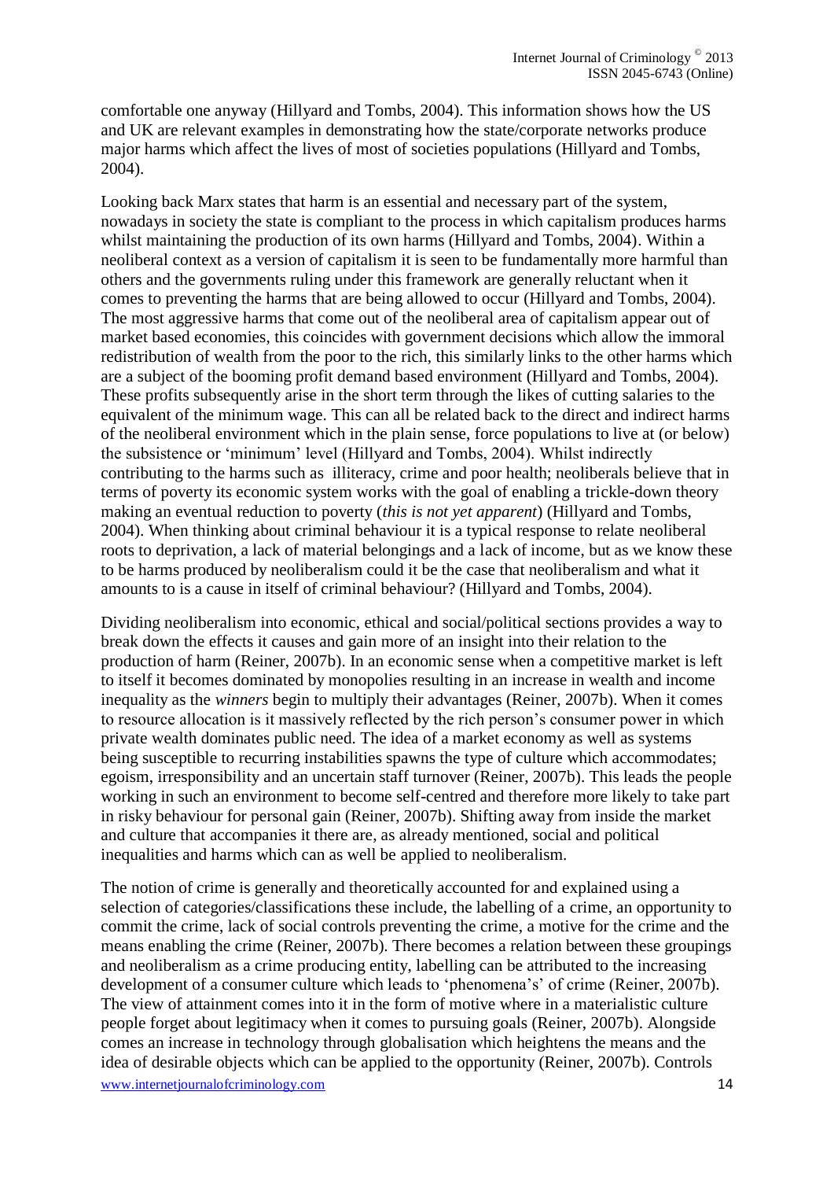comfortable one anyway (Hillyard and Tombs, 2004). This information shows how the US and UK are relevant examples in demonstrating how the state/corporate networks produce major harms which affect the lives of most of societies populations (Hillyard and Tombs, 2004).

Looking back Marx states that harm is an essential and necessary part of the system, nowadays in society the state is compliant to the process in which capitalism produces harms whilst maintaining the production of its own harms (Hillyard and Tombs, 2004). Within a neoliberal context as a version of capitalism it is seen to be fundamentally more harmful than others and the governments ruling under this framework are generally reluctant when it comes to preventing the harms that are being allowed to occur (Hillyard and Tombs, 2004). The most aggressive harms that come out of the neoliberal area of capitalism appear out of market based economies, this coincides with government decisions which allow the immoral redistribution of wealth from the poor to the rich, this similarly links to the other harms which are a subject of the booming profit demand based environment (Hillyard and Tombs, 2004). These profits subsequently arise in the short term through the likes of cutting salaries to the equivalent of the minimum wage. This can all be related back to the direct and indirect harms of the neoliberal environment which in the plain sense, force populations to live at (or below) the subsistence or 'minimum' level (Hillyard and Tombs, 2004). Whilst indirectly contributing to the harms such as illiteracy, crime and poor health; neoliberals believe that in terms of poverty its economic system works with the goal of enabling a trickle-down theory making an eventual reduction to poverty (*this is not yet apparent*) (Hillyard and Tombs, 2004). When thinking about criminal behaviour it is a typical response to relate neoliberal roots to deprivation, a lack of material belongings and a lack of income, but as we know these to be harms produced by neoliberalism could it be the case that neoliberalism and what it amounts to is a cause in itself of criminal behaviour? (Hillyard and Tombs, 2004).

Dividing neoliberalism into economic, ethical and social/political sections provides a way to break down the effects it causes and gain more of an insight into their relation to the production of harm (Reiner, 2007b). In an economic sense when a competitive market is left to itself it becomes dominated by monopolies resulting in an increase in wealth and income inequality as the *winners* begin to multiply their advantages (Reiner, 2007b). When it comes to resource allocation is it massively reflected by the rich person's consumer power in which private wealth dominates public need. The idea of a market economy as well as systems being susceptible to recurring instabilities spawns the type of culture which accommodates; egoism, irresponsibility and an uncertain staff turnover (Reiner, 2007b). This leads the people working in such an environment to become self-centred and therefore more likely to take part in risky behaviour for personal gain (Reiner, 2007b). Shifting away from inside the market and culture that accompanies it there are, as already mentioned, social and political inequalities and harms which can as well be applied to neoliberalism.

The notion of crime is generally and theoretically accounted for and explained using a selection of categories/classifications these include, the labelling of a crime, an opportunity to commit the crime, lack of social controls preventing the crime, a motive for the crime and the means enabling the crime (Reiner, 2007b). There becomes a relation between these groupings and neoliberalism as a crime producing entity, labelling can be attributed to the increasing development of a consumer culture which leads to 'phenomena's' of crime (Reiner, 2007b). The view of attainment comes into it in the form of motive where in a materialistic culture people forget about legitimacy when it comes to pursuing goals (Reiner, 2007b). Alongside comes an increase in technology through globalisation which heightens the means and the idea of desirable objects which can be applied to the opportunity (Reiner, 2007b). Controls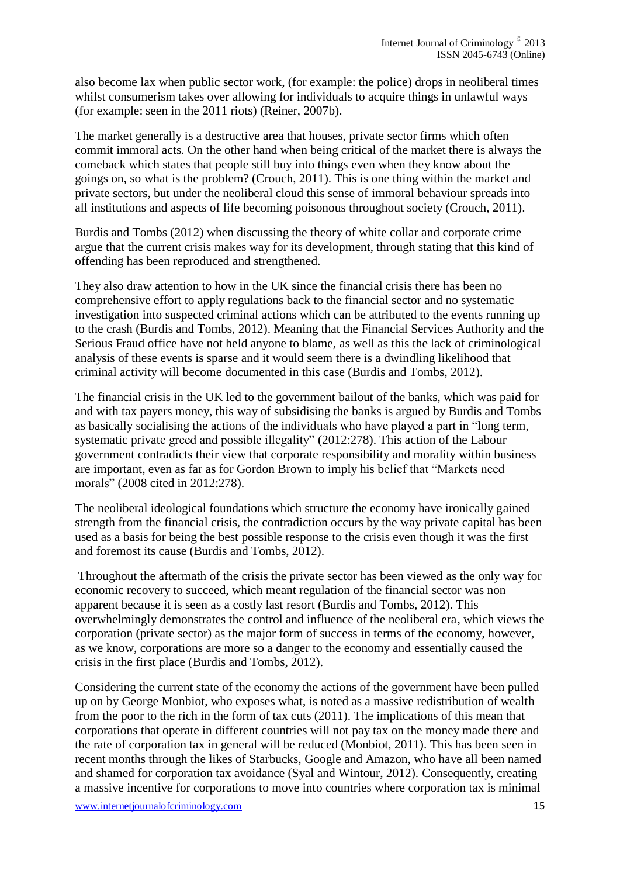also become lax when public sector work, (for example: the police) drops in neoliberal times whilst consumerism takes over allowing for individuals to acquire things in unlawful ways (for example: seen in the 2011 riots) (Reiner, 2007b).

The market generally is a destructive area that houses, private sector firms which often commit immoral acts. On the other hand when being critical of the market there is always the comeback which states that people still buy into things even when they know about the goings on, so what is the problem? (Crouch, 2011). This is one thing within the market and private sectors, but under the neoliberal cloud this sense of immoral behaviour spreads into all institutions and aspects of life becoming poisonous throughout society (Crouch, 2011).

Burdis and Tombs (2012) when discussing the theory of white collar and corporate crime argue that the current crisis makes way for its development, through stating that this kind of offending has been reproduced and strengthened.

They also draw attention to how in the UK since the financial crisis there has been no comprehensive effort to apply regulations back to the financial sector and no systematic investigation into suspected criminal actions which can be attributed to the events running up to the crash (Burdis and Tombs, 2012). Meaning that the Financial Services Authority and the Serious Fraud office have not held anyone to blame, as well as this the lack of criminological analysis of these events is sparse and it would seem there is a dwindling likelihood that criminal activity will become documented in this case (Burdis and Tombs, 2012).

The financial crisis in the UK led to the government bailout of the banks, which was paid for and with tax payers money, this way of subsidising the banks is argued by Burdis and Tombs as basically socialising the actions of the individuals who have played a part in "long term, systematic private greed and possible illegality" (2012:278). This action of the Labour government contradicts their view that corporate responsibility and morality within business are important, even as far as for Gordon Brown to imply his belief that "Markets need morals" (2008 cited in 2012:278).

The neoliberal ideological foundations which structure the economy have ironically gained strength from the financial crisis, the contradiction occurs by the way private capital has been used as a basis for being the best possible response to the crisis even though it was the first and foremost its cause (Burdis and Tombs, 2012).

Throughout the aftermath of the crisis the private sector has been viewed as the only way for economic recovery to succeed, which meant regulation of the financial sector was non apparent because it is seen as a costly last resort (Burdis and Tombs, 2012). This overwhelmingly demonstrates the control and influence of the neoliberal era, which views the corporation (private sector) as the major form of success in terms of the economy, however, as we know, corporations are more so a danger to the economy and essentially caused the crisis in the first place (Burdis and Tombs, 2012).

Considering the current state of the economy the actions of the government have been pulled up on by George Monbiot, who exposes what, is noted as a massive redistribution of wealth from the poor to the rich in the form of tax cuts (2011). The implications of this mean that corporations that operate in different countries will not pay tax on the money made there and the rate of corporation tax in general will be reduced (Monbiot, 2011). This has been seen in recent months through the likes of Starbucks, Google and Amazon, who have all been named and shamed for corporation tax avoidance (Syal and Wintour, 2012). Consequently, creating a massive incentive for corporations to move into countries where corporation tax is minimal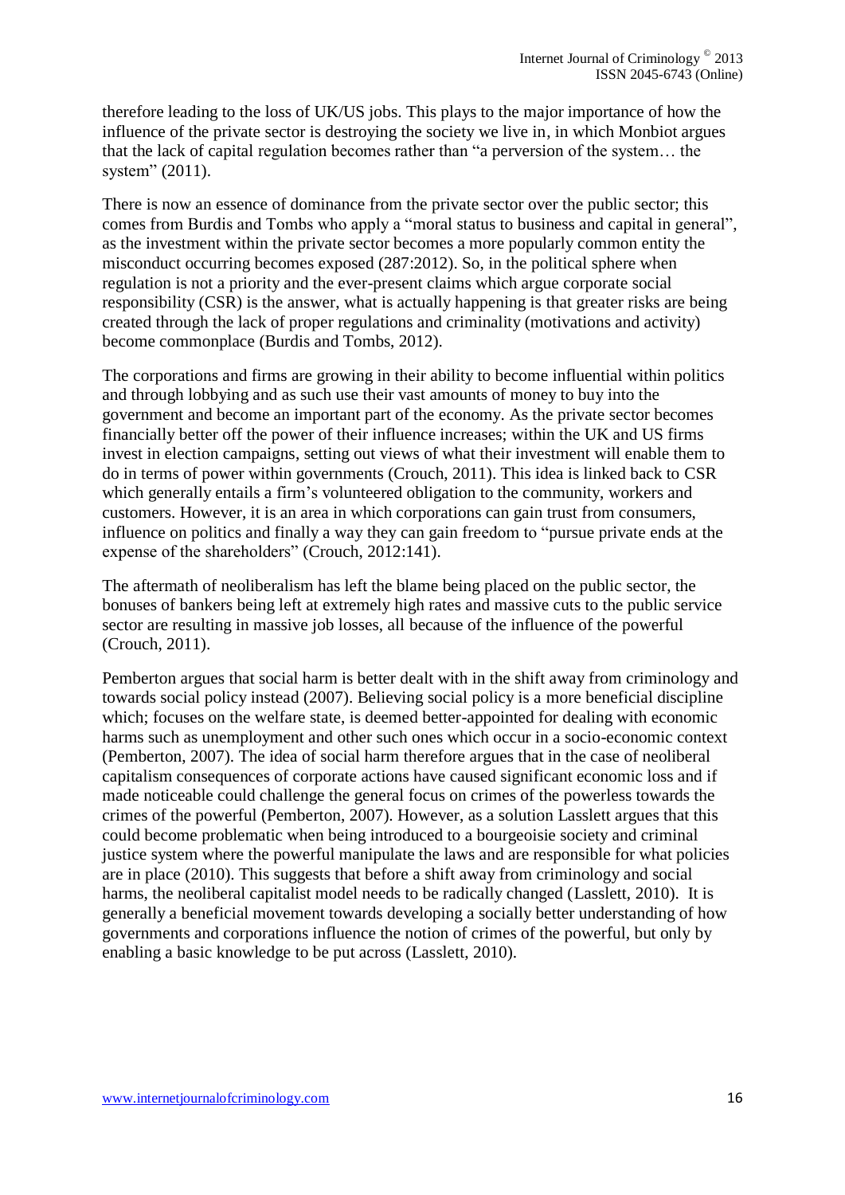therefore leading to the loss of UK/US jobs. This plays to the major importance of how the influence of the private sector is destroying the society we live in, in which Monbiot argues that the lack of capital regulation becomes rather than "a perversion of the system… the system" (2011).

There is now an essence of dominance from the private sector over the public sector; this comes from Burdis and Tombs who apply a "moral status to business and capital in general", as the investment within the private sector becomes a more popularly common entity the misconduct occurring becomes exposed (287:2012). So, in the political sphere when regulation is not a priority and the ever-present claims which argue corporate social responsibility (CSR) is the answer, what is actually happening is that greater risks are being created through the lack of proper regulations and criminality (motivations and activity) become commonplace (Burdis and Tombs, 2012).

The corporations and firms are growing in their ability to become influential within politics and through lobbying and as such use their vast amounts of money to buy into the government and become an important part of the economy. As the private sector becomes financially better off the power of their influence increases; within the UK and US firms invest in election campaigns, setting out views of what their investment will enable them to do in terms of power within governments (Crouch, 2011). This idea is linked back to CSR which generally entails a firm's volunteered obligation to the community, workers and customers. However, it is an area in which corporations can gain trust from consumers, influence on politics and finally a way they can gain freedom to "pursue private ends at the expense of the shareholders" (Crouch, 2012:141).

The aftermath of neoliberalism has left the blame being placed on the public sector, the bonuses of bankers being left at extremely high rates and massive cuts to the public service sector are resulting in massive job losses, all because of the influence of the powerful (Crouch, 2011).

Pemberton argues that social harm is better dealt with in the shift away from criminology and towards social policy instead (2007). Believing social policy is a more beneficial discipline which; focuses on the welfare state, is deemed better-appointed for dealing with economic harms such as unemployment and other such ones which occur in a socio-economic context (Pemberton, 2007). The idea of social harm therefore argues that in the case of neoliberal capitalism consequences of corporate actions have caused significant economic loss and if made noticeable could challenge the general focus on crimes of the powerless towards the crimes of the powerful (Pemberton, 2007). However, as a solution Lasslett argues that this could become problematic when being introduced to a bourgeoisie society and criminal justice system where the powerful manipulate the laws and are responsible for what policies are in place (2010). This suggests that before a shift away from criminology and social harms, the neoliberal capitalist model needs to be radically changed (Lasslett, 2010). It is generally a beneficial movement towards developing a socially better understanding of how governments and corporations influence the notion of crimes of the powerful, but only by enabling a basic knowledge to be put across (Lasslett, 2010).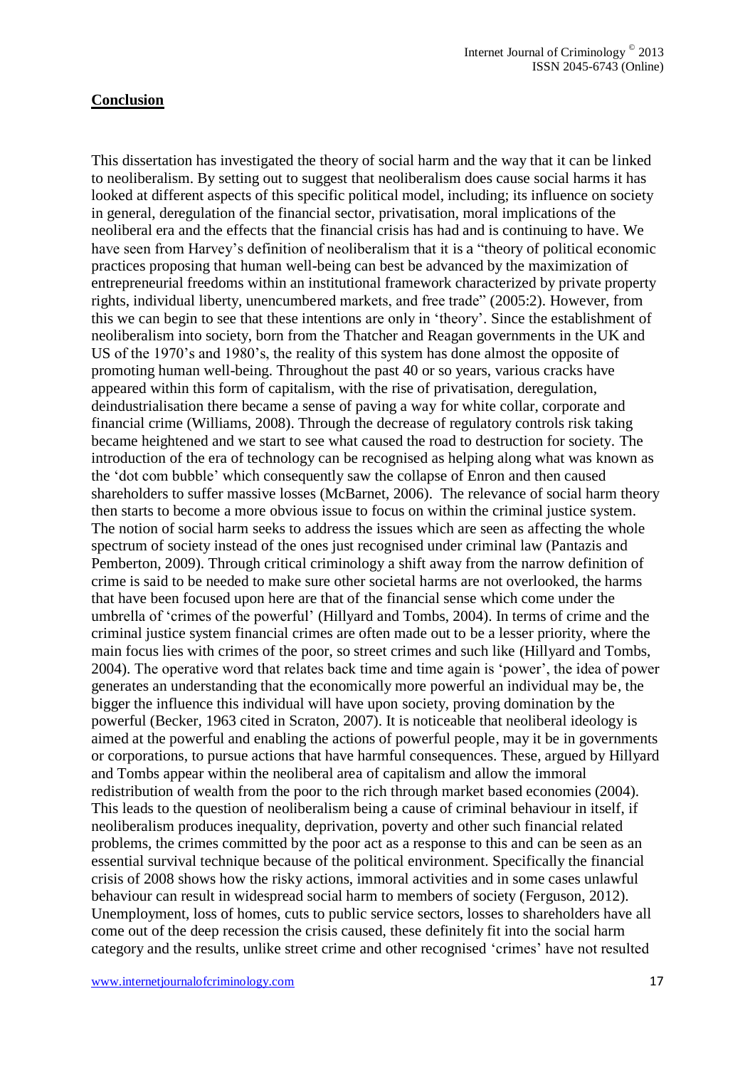## Conclusion

This dissertation has investigated the theory of social harm and the way that it can be linked to neoliberalism. By setting out to suggest that neoliberalism does cause social harms it has looked at different aspects of this specific political model, including; its influence on society in general, deregulation of the financial sector, privatisation, moral implications of the neoliberal era and the effects that the financial crisis has had and is continuing to have. We have seen from Harvey's definition of neoliberalism that it is a "theory of political economic practices proposing that human well-being can best be advanced by the maximization of entrepreneurial freedoms within an institutional framework characterized by private property rights, individual liberty, unencumbered markets, and free trade" (2005:2). However, from this we can begin to see that these intentions are only in 'theory'. Since the establishment of neoliberalism into society, born from the Thatcher and Reagan governments in the UK and US of the 1970's and 1980's, the reality of this system has done almost the opposite of promoting human well-being. Throughout the past 40 or so years, various cracks have appeared within this form of capitalism, with the rise of privatisation, deregulation, deindustrialisation there became a sense of paving a way for white collar, corporate and financial crime (Williams, 2008). Through the decrease of regulatory controls risk taking became heightened and we start to see what caused the road to destruction for society. The introduction of the era of technology can be recognised as helping along what was known as the 'dot com bubble' which consequently saw the collapse of Enron and then caused shareholders to suffer massive losses (McBarnet, 2006). The relevance of social harm theory then starts to become a more obvious issue to focus on within the criminal justice system. The notion of social harm seeks to address the issues which are seen as affecting the whole spectrum of society instead of the ones just recognised under criminal law (Pantazis and Pemberton, 2009). Through critical criminology a shift away from the narrow definition of crime is said to be needed to make sure other societal harms are not overlooked, the harms that have been focused upon here are that of the financial sense which come under the umbrella of 'crimes of the powerful' (Hillyard and Tombs, 2004). In terms of crime and the criminal justice system financial crimes are often made out to be a lesser priority, where the main focus lies with crimes of the poor, so street crimes and such like (Hillyard and Tombs, 2004). The operative word that relates back time and time again is 'power', the idea of power generates an understanding that the economically more powerful an individual may be, the bigger the influence this individual will have upon society, proving domination by the powerful (Becker, 1963 cited in Scraton, 2007). It is noticeable that neoliberal ideology is aimed at the powerful and enabling the actions of powerful people, may it be in governments or corporations, to pursue actions that have harmful consequences. These, argued by Hillyard and Tombs appear within the neoliberal area of capitalism and allow the immoral redistribution of wealth from the poor to the rich through market based economies (2004). This leads to the question of neoliberalism being a cause of criminal behaviour in itself, if neoliberalism produces inequality, deprivation, poverty and other such financial related problems, the crimes committed by the poor act as a response to this and can be seen as an essential survival technique because of the political environment. Specifically the financial crisis of 2008 shows how the risky actions, immoral activities and in some cases unlawful behaviour can result in widespread social harm to members of society (Ferguson, 2012). Unemployment, loss of homes, cuts to public service sectors, losses to shareholders have all come out of the deep recession the crisis caused, these definitely fit into the social harm category and the results, unlike street crime and other recognised 'crimes' have not resulted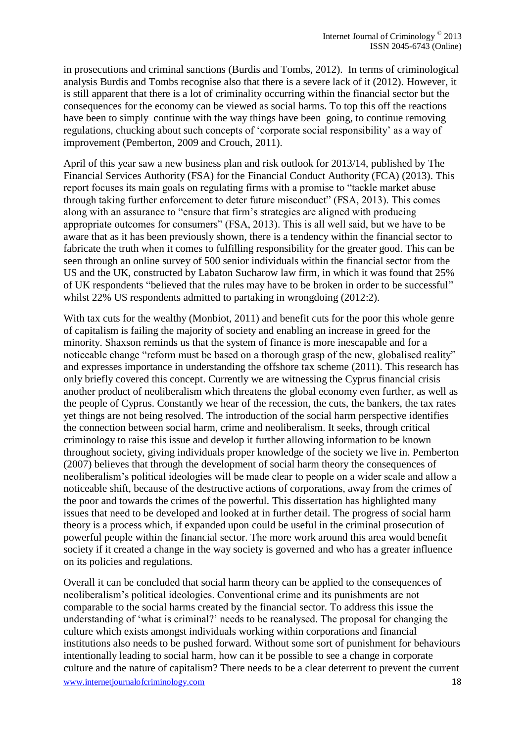in prosecutions and criminal sanctions (Burdis and Tombs, 2012). In terms of criminological analysis Burdis and Tombs recognise also that there is a severe lack of it (2012). However, it is still apparent that there is a lot of criminality occurring within the financial sector but the consequences for the economy can be viewed as social harms. To top this off the reactions have been to simply continue with the way things have been going, to continue removing regulations, chucking about such concepts of 'corporate social responsibility' as a way of improvement (Pemberton, 2009 and Crouch, 2011).

April of this year saw a new business plan and risk outlook for 2013/14, published by The Financial Services Authority (FSA) for the Financial Conduct Authority (FCA) (2013). This report focuses its main goals on regulating firms with a promise to "tackle market abuse through taking further enforcement to deter future misconduct" (FSA, 2013). This comes along with an assurance to "ensure that firm's strategies are aligned with producing appropriate outcomes for consumers" (FSA, 2013). This is all well said, but we have to be aware that as it has been previously shown, there is a tendency within the financial sector to fabricate the truth when it comes to fulfilling responsibility for the greater good. This can be seen through an online survey of 500 senior individuals within the financial sector from the US and the UK, constructed by Labaton Sucharow law firm, in which it was found that 25% of UK respondents "believed that the rules may have to be broken in order to be successful" whilst 22% US respondents admitted to partaking in wrongdoing (2012:2).

With tax cuts for the wealthy (Monbiot, 2011) and benefit cuts for the poor this whole genre of capitalism is failing the majority of society and enabling an increase in greed for the minority. Shaxson reminds us that the system of finance is more inescapable and for a noticeable change "reform must be based on a thorough grasp of the new, globalised reality" and expresses importance in understanding the offshore tax scheme (2011). This research has only briefly covered this concept. Currently we are witnessing the Cyprus financial crisis another product of neoliberalism which threatens the global economy even further, as well as the people of Cyprus. Constantly we hear of the recession, the cuts, the bankers, the tax rates yet things are not being resolved. The introduction of the social harm perspective identifies the connection between social harm, crime and neoliberalism. It seeks, through critical criminology to raise this issue and develop it further allowing information to be known throughout society, giving individuals proper knowledge of the society we live in. Pemberton (2007) believes that through the development of social harm theory the consequences of neoliberalism's political ideologies will be made clear to people on a wider scale and allow a noticeable shift, because of the destructive actions of corporations, away from the crimes of the poor and towards the crimes of the powerful. This dissertation has highlighted many issues that need to be developed and looked at in further detail. The progress of social harm theory is a process which, if expanded upon could be useful in the criminal prosecution of powerful people within the financial sector. The more work around this area would benefit society if it created a change in the way society is governed and who has a greater influence on its policies and regulations.

Overall it can be concluded that social harm theory can be applied to the consequences of neoliberalism's political ideologies. Conventional crime and its punishments are not comparable to the social harms created by the financial sector. To address this issue the understanding of 'what is criminal?' needs to be reanalysed. The proposal for changing the culture which exists amongst individuals working within corporations and financial institutions also needs to be pushed forward. Without some sort of punishment for behaviours intentionally leading to social harm, how can it be possible to see a change in corporate culture and the nature of capitalism? There needs to be a clear deterrent to prevent the current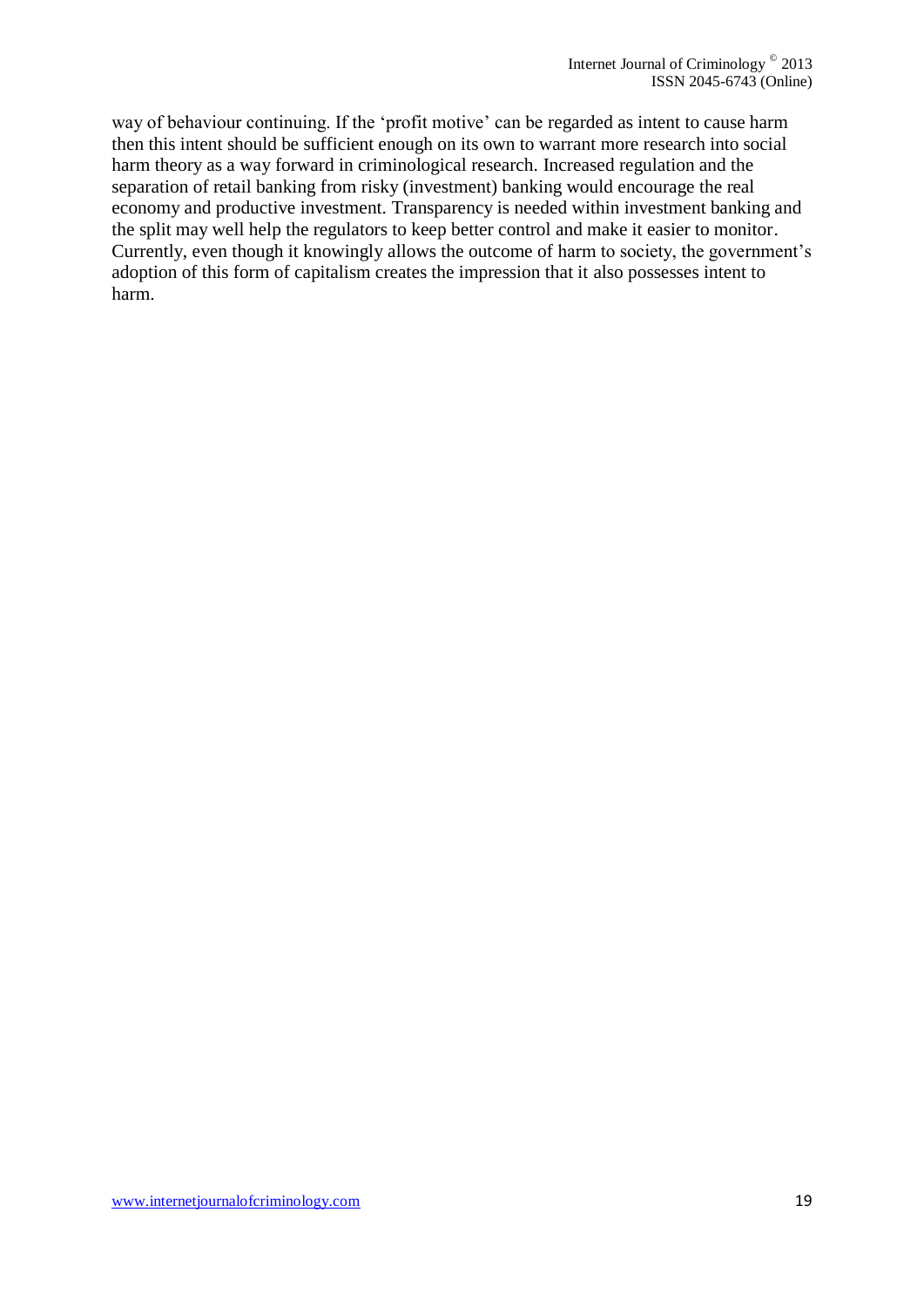way of behaviour continuing. If the 'profit motive' can be regarded as intent to cause harm then this intent should be sufficient enough on its own to warrant more research into social harm theory as a way forward in criminological research. Increased regulation and the separation of retail banking from risky (investment) banking would encourage the real economy and productive investment. Transparency is needed within investment banking and the split may well help the regulators to keep better control and make it easier to monitor. Currently, even though it knowingly allows the outcome of harm to society, the government's adoption of this form of capitalism creates the impression that it also possesses intent to harm.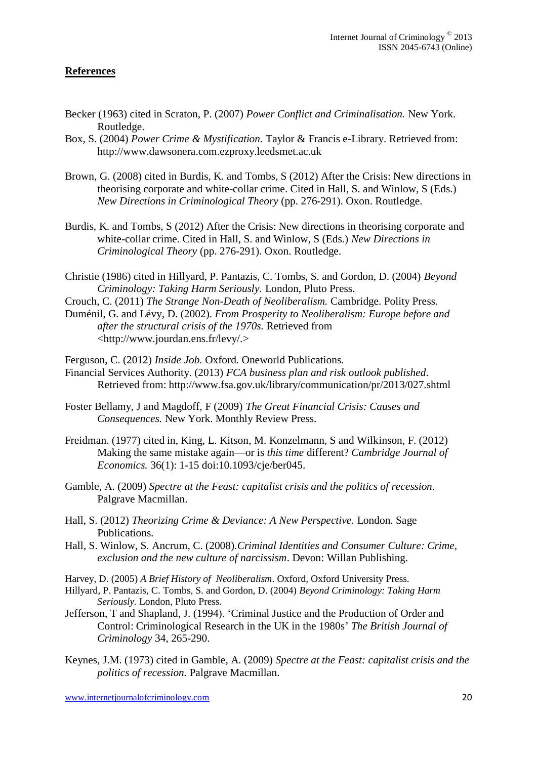## References

Becker (1963) cited in Scraton, P. (2007) *Power Conflict and Criminalisation.* New York. Routledge.

Box, S. (2004) *Power Crime & Mystification.* Taylor & Francis e-Library. Retrieved from: http://www.dawsonera.com.ezproxy.leedsmet.ac.uk

Brown, G. (2008) cited in Burdis, K. and Tombs, S (2012) After the Crisis: New directions in theorising corporate and white-collar crime. Cited in Hall, S. and Winlow, S (Eds.) *New Directions in Criminological Theory* (pp. 276-291). Oxon. Routledge.

Burdis, K. and Tombs, S (2012) After the Crisis: New directions in theorising corporate and white-collar crime. Cited in Hall, S. and Winlow, S (Eds.) *New Directions in Criminological Theory* (pp. 276-291). Oxon. Routledge.

Christie (1986) cited in Hillyard, P. Pantazis, C. Tombs, S. and Gordon, D. (2004) *Beyond Criminology: Taking Harm Seriously.* London, Pluto Press.

Crouch, C. (2011) *The Strange Non-Death of Neoliberalism.* Cambridge. Polity Press.

Duménil, G. and Lévy, D. (2002). *From Prosperity to Neoliberalism: Europe before and after the structural crisis of the 1970s.* Retrieved from <http://www.jourdan.ens.fr/levy/.>

Ferguson, C. (2012) *Inside Job.* Oxford. Oneworld Publications.

Financial Services Authority. (2013) *FCA business plan and risk outlook published.* Retrieved from: http://www.fsa.gov.uk/library/communication/pr/2013/027.shtml

Foster Bellamy, J and Magdoff, F (2009) *The Great Financial Crisis: Causes and Consequences.* New York. Monthly Review Press.

Freidman. (1977) cited in, King, L. Kitson, M. Konzelmann, S and Wilkinson, F. (2012) Making the same mistake again—or is *this time* different? *Cambridge Journal of Economics.* 36(1): 1-15 doi:10.1093/cje/ber045.

Gamble, A. (2009) *Spectre at the Feast: capitalist crisis and the politics of recession*. Palgrave Macmillan.

Hall, S. (2012) *Theorizing Crime & Deviance: A New Perspective.* London. Sage Publications.

Hall, S. Winlow, S. Ancrum, C. (2008).*Criminal Identities and Consumer Culture: Crime, exclusion and the new culture of narcissism*. Devon: Willan Publishing.

Harvey, D. (2005) *A Brief History of Neoliberalism*. Oxford, Oxford University Press.

Hillyard, P. Pantazis, C. Tombs, S. and Gordon, D. (2004) *Beyond Criminology: Taking Harm Seriously.* London, Pluto Press.

Jefferson, T and Shapland, J. (1994). 'Criminal Justice and the Production of Order and Control: Criminological Research in the UK in the 1980s' *The British Journal of Criminology* 34, 265-290.

Keynes, J.M. (1973) cited in Gamble, A. (2009) *Spectre at the Feast: capitalist crisis and the politics of recession.* Palgrave Macmillan.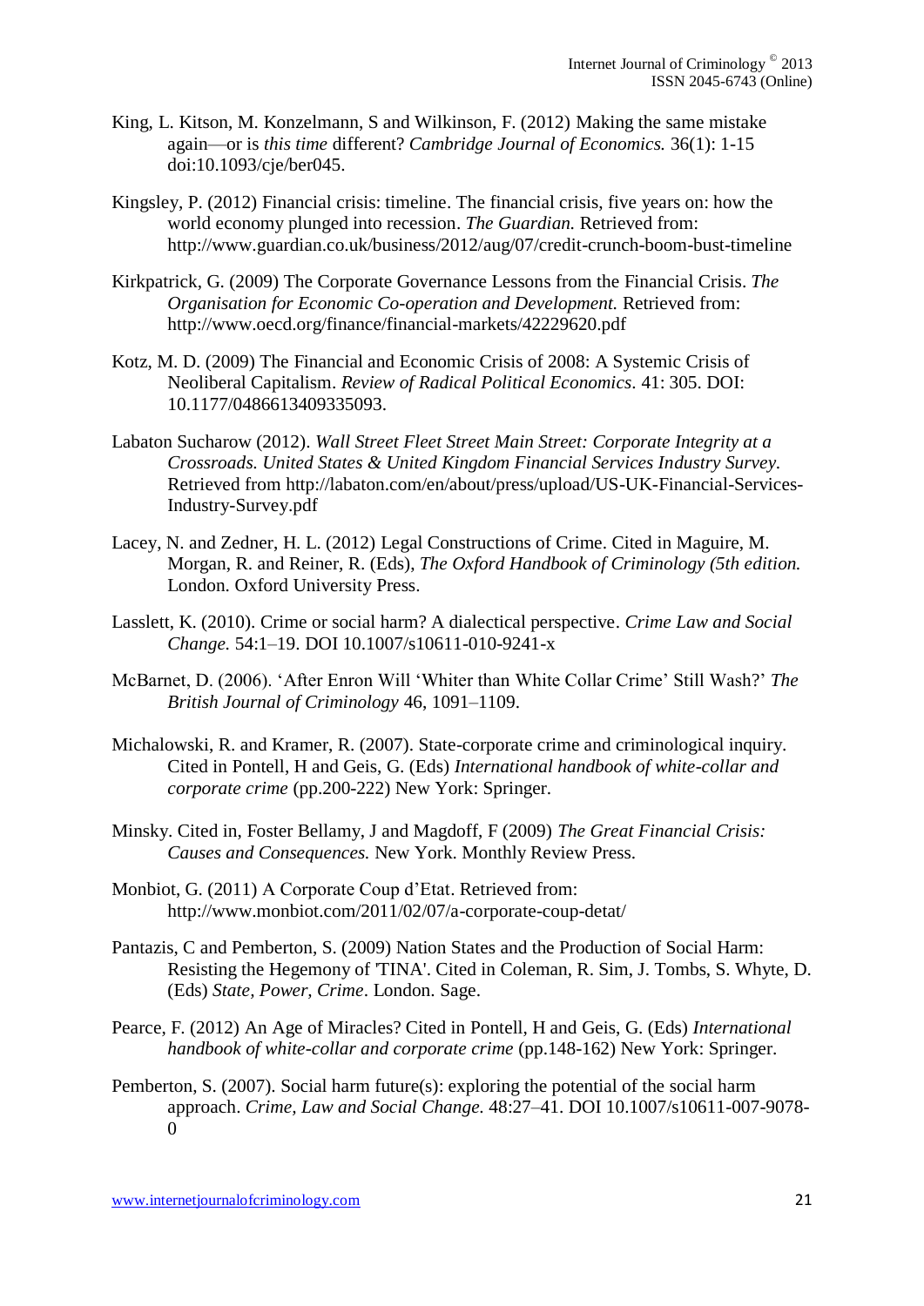King, L. Kitson, M. Konzelmann, S and Wilkinson, F. (2012) Making the same mistake again—or is *this time* different? *Cambridge Journal of Economics.* 36(1): 1-15 doi:10.1093/cje/ber045.

Kingsley, P. (2012) Financial crisis: timeline. The financial crisis, five years on: how the world economy plunged into recession. *The Guardian.* Retrieved from: http://www.guardian.co.uk/business/2012/aug/07/credit-crunch-boom-bust-timeline

Kirkpatrick, G. (2009) The Corporate Governance Lessons from the Financial Crisis. *The Organisation for Economic Co-operation and Development.* Retrieved from: http://www.oecd.org/finance/financial-markets/42229620.pdf

Kotz, M. D. (2009) The Financial and Economic Crisis of 2008: A Systemic Crisis of Neoliberal Capitalism. *Review of Radical Political Economics*. 41: 305. DOI: 10.1177/0486613409335093.

Labaton Sucharow (2012). *Wall Street Fleet Street Main Street: Corporate Integrity at a Crossroads. United States & United Kingdom Financial Services Industry Survey.* Retrieved from http://labaton.com/en/about/press/upload/US-UK-Financial-Services-Industry-Survey.pdf

Lacey, N. and Zedner, H. L. (2012) Legal Constructions of Crime. Cited in Maguire, M. Morgan, R. and Reiner, R. (Eds), *The Oxford Handbook of Criminology (5th edition.* London. Oxford University Press.

Lasslett, K. (2010). Crime or social harm? A dialectical perspective. *Crime Law and Social Change.* 54:1–19. DOI 10.1007/s10611-010-9241-x

McBarnet, D. (2006). 'After Enron Will 'Whiter than White Collar Crime' Still Wash?' *The British Journal of Criminology* 46, 1091–1109.

Michalowski, R. and Kramer, R. (2007). State-corporate crime and criminological inquiry. Cited in Pontell, H and Geis, G. (Eds) *International handbook of white-collar and corporate crime* (pp.200-222) New York: Springer.

Minsky. Cited in, Foster Bellamy, J and Magdoff, F (2009) *The Great Financial Crisis: Causes and Consequences.* New York. Monthly Review Press.

Monbiot, G. (2011) A Corporate Coup d'Etat. Retrieved from: http://www.monbiot.com/2011/02/07/a-corporate-coup-detat/

Pantazis, C and Pemberton, S. (2009) Nation States and the Production of Social Harm: Resisting the Hegemony of 'TINA'. Cited in Coleman, R. Sim, J. Tombs, S. Whyte, D. (Eds) *State, Power, Crime*. London. Sage.

Pearce, F. (2012) An Age of Miracles? Cited in Pontell, H and Geis, G. (Eds) *International handbook of white-collar and corporate crime* (pp.148-162) New York: Springer.

Pemberton, S. (2007). Social harm future(s): exploring the potential of the social harm approach. *Crime, Law and Social Change.* 48:27–41. DOI 10.1007/s10611-007-9078-0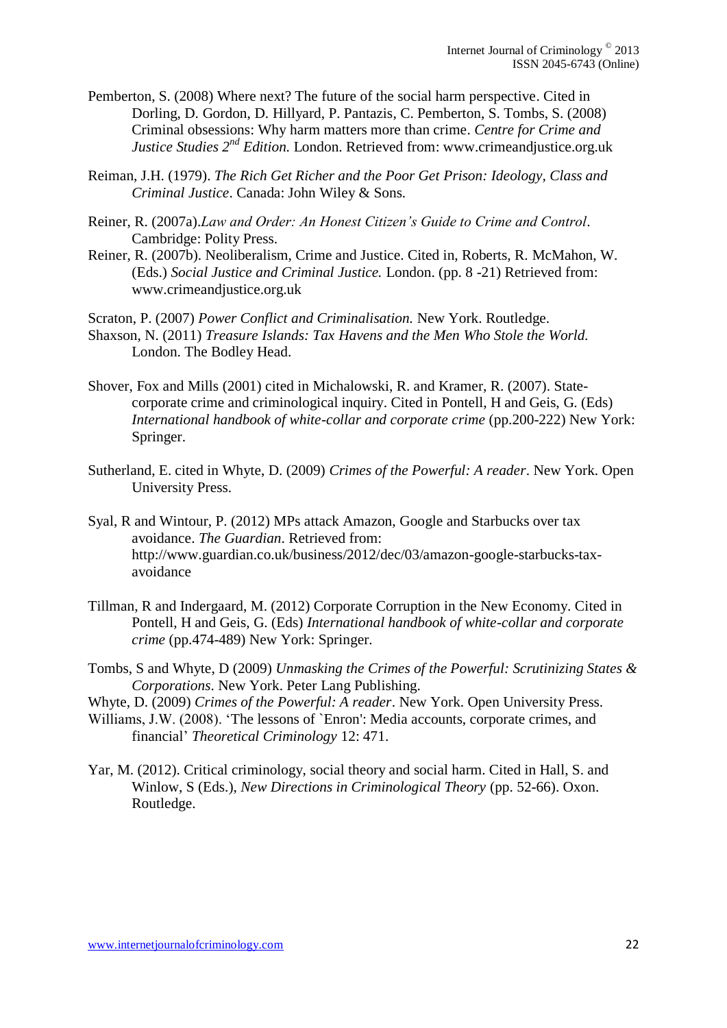Pemberton, S. (2008) Where next? The future of the social harm perspective. Cited in Dorling, D. Gordon, D. Hillyard, P. Pantazis, C. Pemberton, S. Tombs, S. (2008) Criminal obsessions: Why harm matters more than crime. *Centre for Crime and Justice Studies 2nd Edition.* London. Retrieved from: www.crimeandjustice.org.uk

Reiman, J.H. (1979). *The Rich Get Richer and the Poor Get Prison: Ideology, Class and Criminal Justice*. Canada: John Wiley & Sons.

Reiner, R. (2007a).*Law and Order: An Honest Citizen's Guide to Crime and Control*. Cambridge: Polity Press.

Reiner, R. (2007b). Neoliberalism, Crime and Justice. Cited in, Roberts, R. McMahon, W. (Eds.) *Social Justice and Criminal Justice.* London. (pp. 8 -21) Retrieved from: www.crimeandjustice.org.uk

Scraton, P. (2007) *Power Conflict and Criminalisation.* New York. Routledge.

Shaxson, N. (2011) *Treasure Islands: Tax Havens and the Men Who Stole the World.* London. The Bodley Head.

Shover, Fox and Mills (2001) cited in Michalowski, R. and Kramer, R. (2007). State-corporate crime and criminological inquiry. Cited in Pontell, H and Geis, G. (Eds) *International handbook of white-collar and corporate crime* (pp.200-222) New York: Springer.

Sutherland, E. cited in Whyte, D. (2009) *Crimes of the Powerful: A reader*. New York. Open University Press.

Syal, R and Wintour, P. (2012) MPs attack Amazon, Google and Starbucks over tax avoidance. *The Guardian*. Retrieved from: http://www.guardian.co.uk/business/2012/dec/03/amazon-google-starbucks-tax-avoidance

Tillman, R and Indergaard, M. (2012) Corporate Corruption in the New Economy. Cited in Pontell, H and Geis, G. (Eds) *International handbook of white-collar and corporate crime* (pp.474-489) New York: Springer.

Tombs, S and Whyte, D (2009) *Unmasking the Crimes of the Powerful: Scrutinizing States & Corporations*. New York. Peter Lang Publishing.

Whyte, D. (2009) *Crimes of the Powerful: A reader*. New York. Open University Press.

Williams, J.W. (2008). 'The lessons of `Enron': Media accounts, corporate crimes, and financial' *Theoretical Criminology* 12: 471.

Yar, M. (2012). Critical criminology, social theory and social harm. Cited in Hall, S. and Winlow, S (Eds.), *New Directions in Criminological Theory* (pp. 52-66). Oxon. Routledge.